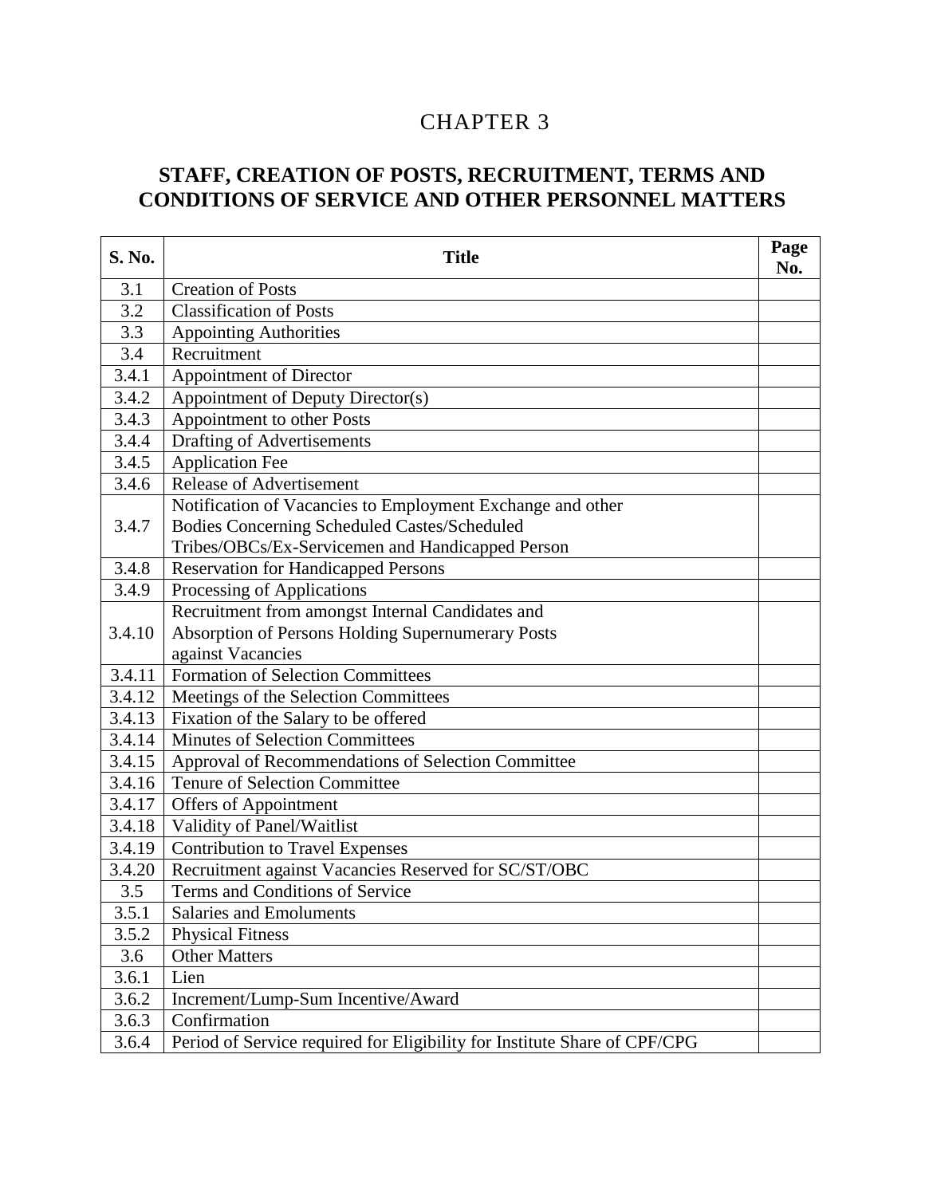# CHAPTER 3

## STAFF, CREATION OF POSTS, RECRUITMENT, TERMS AND CONDITIONS OF SERVICE AND OTHER PERSONNEL MATTERS

| S. No. | Title | Page No. |
|---|---|---|
| 3.1 | Creation of Posts | |
| 3.2 | Classification of Posts | |
| 3.3 | Appointing Authorities | |
| 3.4 | Recruitment | |
| 3.4.1 | Appointment of Director | |
| 3.4.2 | Appointment of Deputy Director(s) | |
| 3.4.3 | Appointment to other Posts | |
| 3.4.4 | Drafting of Advertisements | |
| 3.4.5 | Application Fee | |
| 3.4.6 | Release of Advertisement | |
| 3.4.7 | Notification of Vacancies to Employment Exchange and other Bodies Concerning Scheduled Castes/Scheduled Tribes/OBCs/Ex-Servicemen and Handicapped Person | |
| 3.4.8 | Reservation for Handicapped Persons | |
| 3.4.9 | Processing of Applications | |
| 3.4.10 | Recruitment from amongst Internal Candidates and Absorption of Persons Holding Supernumerary Posts against Vacancies | |
| 3.4.11 | Formation of Selection Committees | |
| 3.4.12 | Meetings of the Selection Committees | |
| 3.4.13 | Fixation of the Salary to be offered | |
| 3.4.14 | Minutes of Selection Committees | |
| 3.4.15 | Approval of Recommendations of Selection Committee | |
| 3.4.16 | Tenure of Selection Committee | |
| 3.4.17 | Offers of Appointment | |
| 3.4.18 | Validity of Panel/Waitlist | |
| 3.4.19 | Contribution to Travel Expenses | |
| 3.4.20 | Recruitment against Vacancies Reserved for SC/ST/OBC | |
| 3.5 | Terms and Conditions of Service | |
| 3.5.1 | Salaries and Emoluments | |
| 3.5.2 | Physical Fitness | |
| 3.6 | Other Matters | |
| 3.6.1 | Lien | |
| 3.6.2 | Increment/Lump-Sum Incentive/Award | |
| 3.6.3 | Confirmation | |
| 3.6.4 | Period of Service required for Eligibility for Institute Share of CPF/CPG | |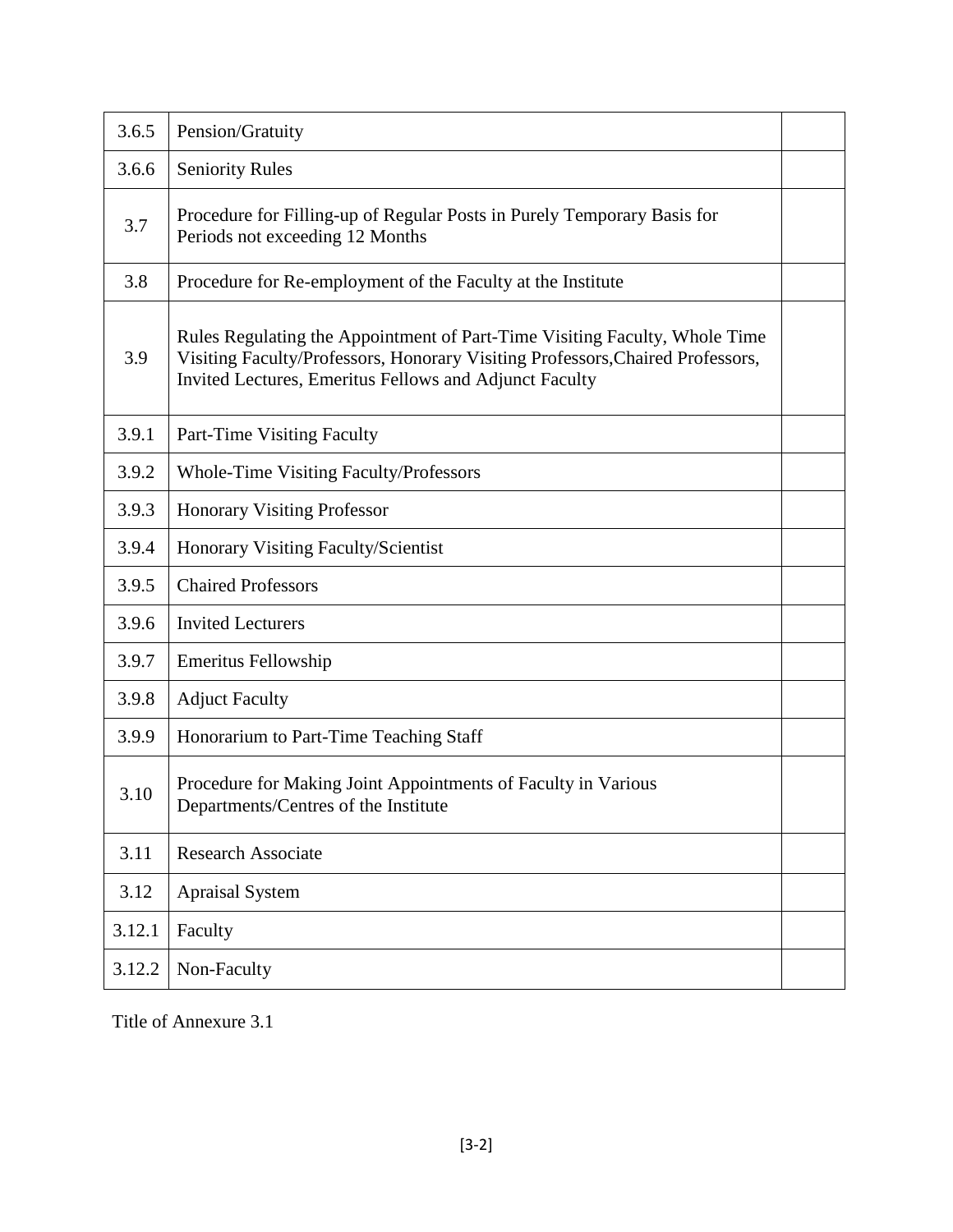| | | |
|---|---|---|
| 3.6.5 | Pension/Gratuity | |
| 3.6.6 | Seniority Rules | |
| 3.7 | Procedure for Filling-up of Regular Posts in Purely Temporary Basis for Periods not exceeding 12 Months | |
| 3.8 | Procedure for Re-employment of the Faculty at the Institute | |
| 3.9 | Rules Regulating the Appointment of Part-Time Visiting Faculty, Whole Time Visiting Faculty/Professors, Honorary Visiting Professors,Chaired Professors, Invited Lectures, Emeritus Fellows and Adjunct Faculty | |
| 3.9.1 | Part-Time Visiting Faculty | |
| 3.9.2 | Whole-Time Visiting Faculty/Professors | |
| 3.9.3 | Honorary Visiting Professor | |
| 3.9.4 | Honorary Visiting Faculty/Scientist | |
| 3.9.5 | Chaired Professors | |
| 3.9.6 | Invited Lecturers | |
| 3.9.7 | Emeritus Fellowship | |
| 3.9.8 | Adjuct Faculty | |
| 3.9.9 | Honorarium to Part-Time Teaching Staff | |
| 3.10 | Procedure for Making Joint Appointments of Faculty in Various Departments/Centres of the Institute | |
| 3.11 | Research Associate | |
| 3.12 | Apraisal System | |
| 3.12.1 | Faculty | |
| 3.12.2 | Non-Faculty | |

Title of Annexure 3.1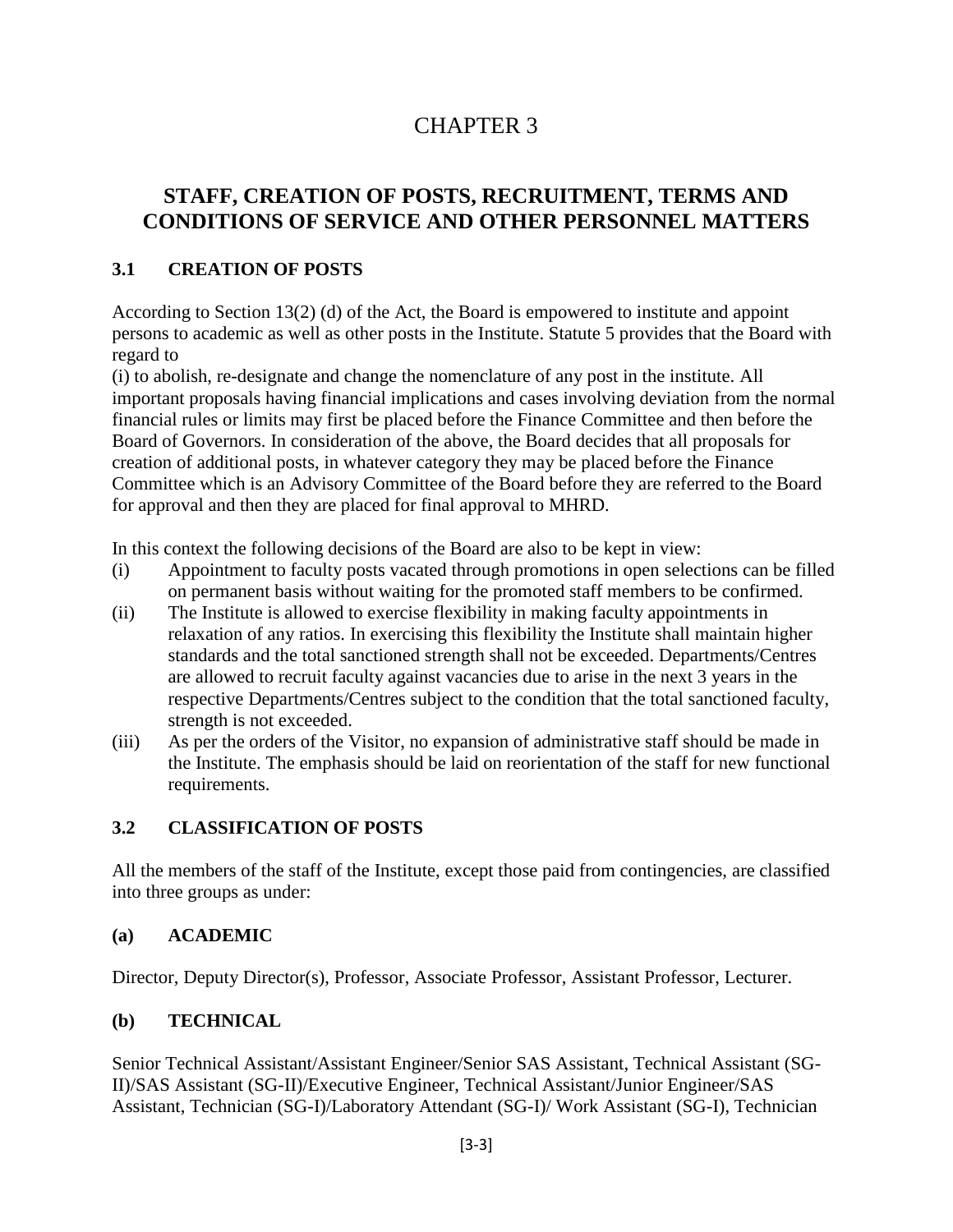# CHAPTER 3

## STAFF, CREATION OF POSTS, RECRUITMENT, TERMS AND CONDITIONS OF SERVICE AND OTHER PERSONNEL MATTERS

### 3.1 CREATION OF POSTS

According to Section 13(2) (d) of the Act, the Board is empowered to institute and appoint persons to academic as well as other posts in the Institute. Statute 5 provides that the Board with regard to

(i) to abolish, re-designate and change the nomenclature of any post in the institute. All important proposals having financial implications and cases involving deviation from the normal financial rules or limits may first be placed before the Finance Committee and then before the Board of Governors. In consideration of the above, the Board decides that all proposals for creation of additional posts, in whatever category they may be placed before the Finance Committee which is an Advisory Committee of the Board before they are referred to the Board for approval and then they are placed for final approval to MHRD.

In this context the following decisions of the Board are also to be kept in view:

(i) Appointment to faculty posts vacated through promotions in open selections can be filled on permanent basis without waiting for the promoted staff members to be confirmed.
(ii) The Institute is allowed to exercise flexibility in making faculty appointments in relaxation of any ratios. In exercising this flexibility the Institute shall maintain higher standards and the total sanctioned strength shall not be exceeded. Departments/Centres are allowed to recruit faculty against vacancies due to arise in the next 3 years in the respective Departments/Centres subject to the condition that the total sanctioned faculty, strength is not exceeded.
(iii) As per the orders of the Visitor, no expansion of administrative staff should be made in the Institute. The emphasis should be laid on reorientation of the staff for new functional requirements.

### 3.2 CLASSIFICATION OF POSTS

All the members of the staff of the Institute, except those paid from contingencies, are classified into three groups as under:

#### (a) ACADEMIC

Director, Deputy Director(s), Professor, Associate Professor, Assistant Professor, Lecturer.

#### (b) TECHNICAL

Senior Technical Assistant/Assistant Engineer/Senior SAS Assistant, Technical Assistant (SG-II)/SAS Assistant (SG-II)/Executive Engineer, Technical Assistant/Junior Engineer/SAS Assistant, Technician (SG-I)/Laboratory Attendant (SG-I)/ Work Assistant (SG-I), Technician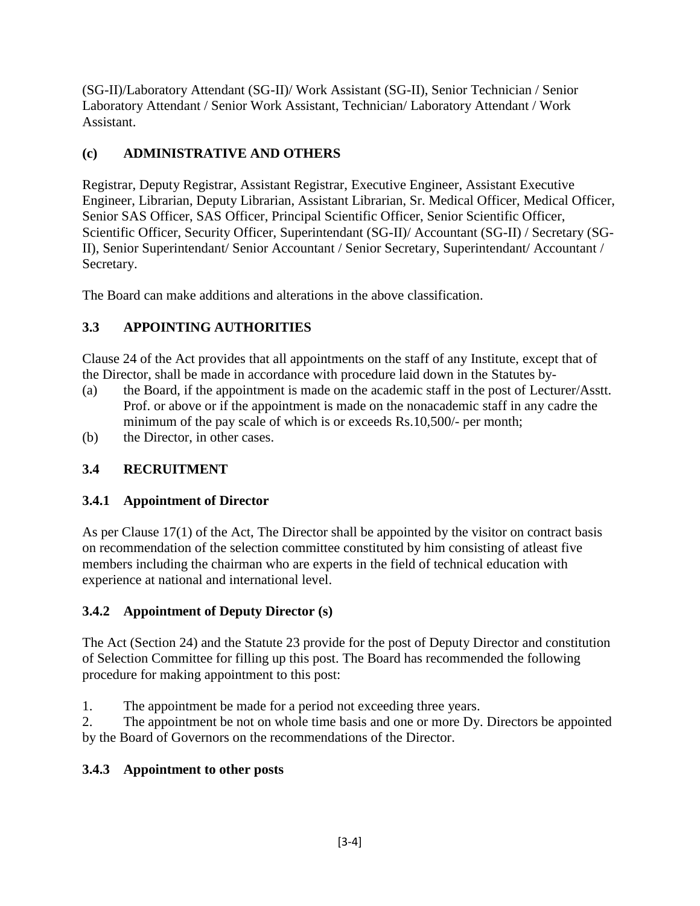(SG-II)/Laboratory Attendant (SG-II)/ Work Assistant (SG-II), Senior Technician / Senior Laboratory Attendant / Senior Work Assistant, Technician/ Laboratory Attendant / Work Assistant.

### (c) ADMINISTRATIVE AND OTHERS

Registrar, Deputy Registrar, Assistant Registrar, Executive Engineer, Assistant Executive Engineer, Librarian, Deputy Librarian, Assistant Librarian, Sr. Medical Officer, Medical Officer, Senior SAS Officer, SAS Officer, Principal Scientific Officer, Senior Scientific Officer, Scientific Officer, Security Officer, Superintendant (SG-II)/ Accountant (SG-II) / Secretary (SG-II), Senior Superintendant/ Senior Accountant / Senior Secretary, Superintendant/ Accountant / Secretary.

The Board can make additions and alterations in the above classification.

## 3.3 APPOINTING AUTHORITIES

Clause 24 of the Act provides that all appointments on the staff of any Institute, except that of the Director, shall be made in accordance with procedure laid down in the Statutes by-

(a) the Board, if the appointment is made on the academic staff in the post of Lecturer/Asstt. Prof. or above or if the appointment is made on the nonacademic staff in any cadre the minimum of the pay scale of which is or exceeds Rs.10,500/- per month;

(b) the Director, in other cases.

## 3.4 RECRUITMENT

### 3.4.1 Appointment of Director

As per Clause 17(1) of the Act, The Director shall be appointed by the visitor on contract basis on recommendation of the selection committee constituted by him consisting of atleast five members including the chairman who are experts in the field of technical education with experience at national and international level.

### 3.4.2 Appointment of Deputy Director (s)

The Act (Section 24) and the Statute 23 provide for the post of Deputy Director and constitution of Selection Committee for filling up this post. The Board has recommended the following procedure for making appointment to this post:

1. The appointment be made for a period not exceeding three years.
2. The appointment be not on whole time basis and one or more Dy. Directors be appointed by the Board of Governors on the recommendations of the Director.

### 3.4.3 Appointment to other posts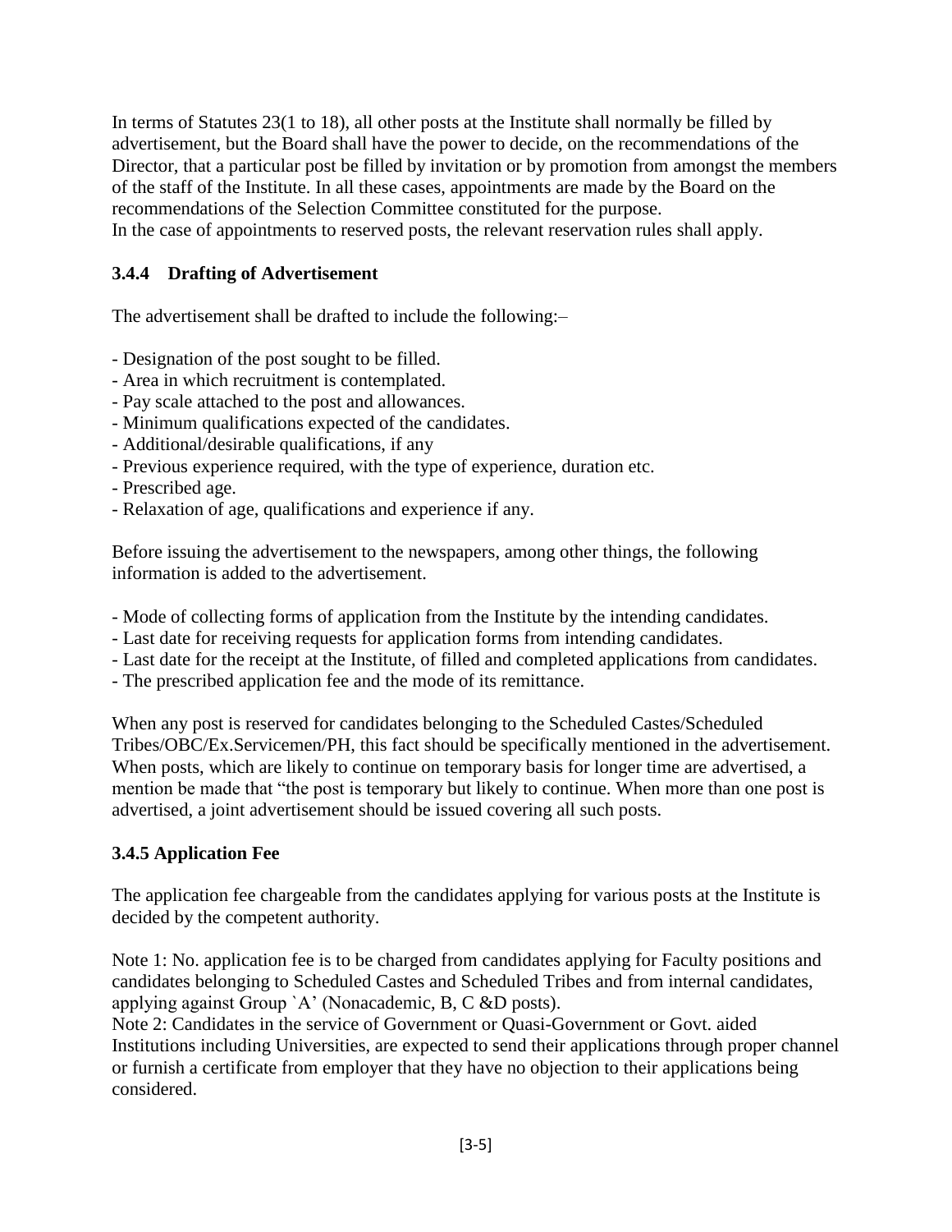In terms of Statutes 23(1 to 18), all other posts at the Institute shall normally be filled by advertisement, but the Board shall have the power to decide, on the recommendations of the Director, that a particular post be filled by invitation or by promotion from amongst the members of the staff of the Institute. In all these cases, appointments are made by the Board on the recommendations of the Selection Committee constituted for the purpose.
In the case of appointments to reserved posts, the relevant reservation rules shall apply.

### 3.4.4 Drafting of Advertisement

The advertisement shall be drafted to include the following:–

- Designation of the post sought to be filled.
- Area in which recruitment is contemplated.
- Pay scale attached to the post and allowances.
- Minimum qualifications expected of the candidates.
- Additional/desirable qualifications, if any
- Previous experience required, with the type of experience, duration etc.
- Prescribed age.
- Relaxation of age, qualifications and experience if any.

Before issuing the advertisement to the newspapers, among other things, the following information is added to the advertisement.

- Mode of collecting forms of application from the Institute by the intending candidates.
- Last date for receiving requests for application forms from intending candidates.
- Last date for the receipt at the Institute, of filled and completed applications from candidates.
- The prescribed application fee and the mode of its remittance.

When any post is reserved for candidates belonging to the Scheduled Castes/Scheduled Tribes/OBC/Ex.Servicemen/PH, this fact should be specifically mentioned in the advertisement. When posts, which are likely to continue on temporary basis for longer time are advertised, a mention be made that "the post is temporary but likely to continue. When more than one post is advertised, a joint advertisement should be issued covering all such posts.

### 3.4.5 Application Fee

The application fee chargeable from the candidates applying for various posts at the Institute is decided by the competent authority.

Note 1: No. application fee is to be charged from candidates applying for Faculty positions and candidates belonging to Scheduled Castes and Scheduled Tribes and from internal candidates, applying against Group `A' (Nonacademic, B, C &D posts).
Note 2: Candidates in the service of Government or Quasi-Government or Govt. aided Institutions including Universities, are expected to send their applications through proper channel or furnish a certificate from employer that they have no objection to their applications being considered.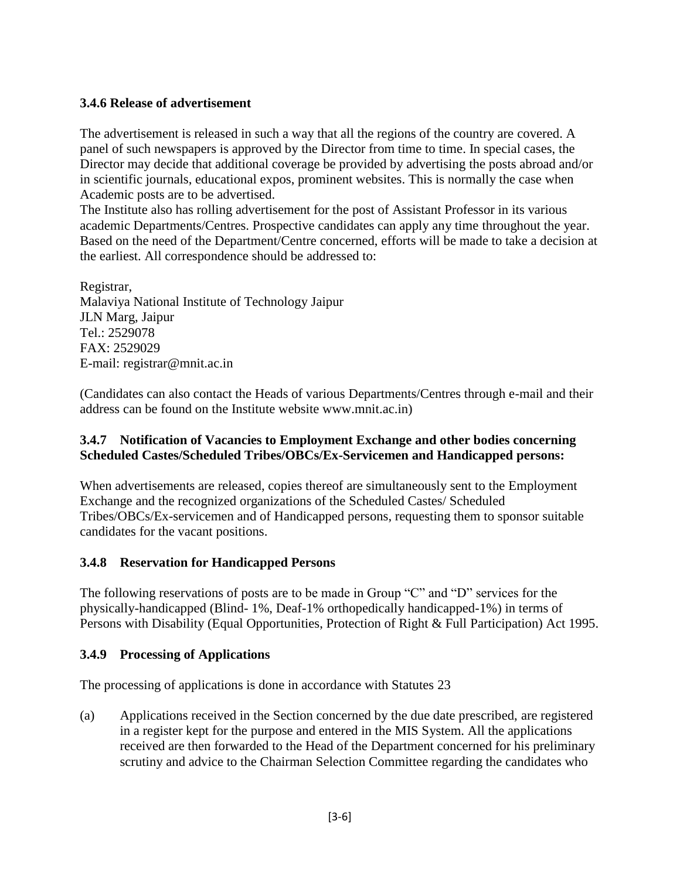### 3.4.6 Release of advertisement

The advertisement is released in such a way that all the regions of the country are covered. A panel of such newspapers is approved by the Director from time to time. In special cases, the Director may decide that additional coverage be provided by advertising the posts abroad and/or in scientific journals, educational expos, prominent websites. This is normally the case when Academic posts are to be advertised.

The Institute also has rolling advertisement for the post of Assistant Professor in its various academic Departments/Centres. Prospective candidates can apply any time throughout the year. Based on the need of the Department/Centre concerned, efforts will be made to take a decision at the earliest. All correspondence should be addressed to:

Registrar,
Malaviya National Institute of Technology Jaipur
JLN Marg, Jaipur
Tel.: 2529078
FAX: 2529029
E-mail: registrar@mnit.ac.in

(Candidates can also contact the Heads of various Departments/Centres through e-mail and their address can be found on the Institute website www.mnit.ac.in)

### 3.4.7 Notification of Vacancies to Employment Exchange and other bodies concerning Scheduled Castes/Scheduled Tribes/OBCs/Ex-Servicemen and Handicapped persons:

When advertisements are released, copies thereof are simultaneously sent to the Employment Exchange and the recognized organizations of the Scheduled Castes/ Scheduled Tribes/OBCs/Ex-servicemen and of Handicapped persons, requesting them to sponsor suitable candidates for the vacant positions.

### 3.4.8 Reservation for Handicapped Persons

The following reservations of posts are to be made in Group "C" and "D" services for the physically-handicapped (Blind- 1%, Deaf-1% orthopedically handicapped-1%) in terms of Persons with Disability (Equal Opportunities, Protection of Right & Full Participation) Act 1995.

### 3.4.9 Processing of Applications

The processing of applications is done in accordance with Statutes 23

(a) Applications received in the Section concerned by the due date prescribed, are registered in a register kept for the purpose and entered in the MIS System. All the applications received are then forwarded to the Head of the Department concerned for his preliminary scrutiny and advice to the Chairman Selection Committee regarding the candidates who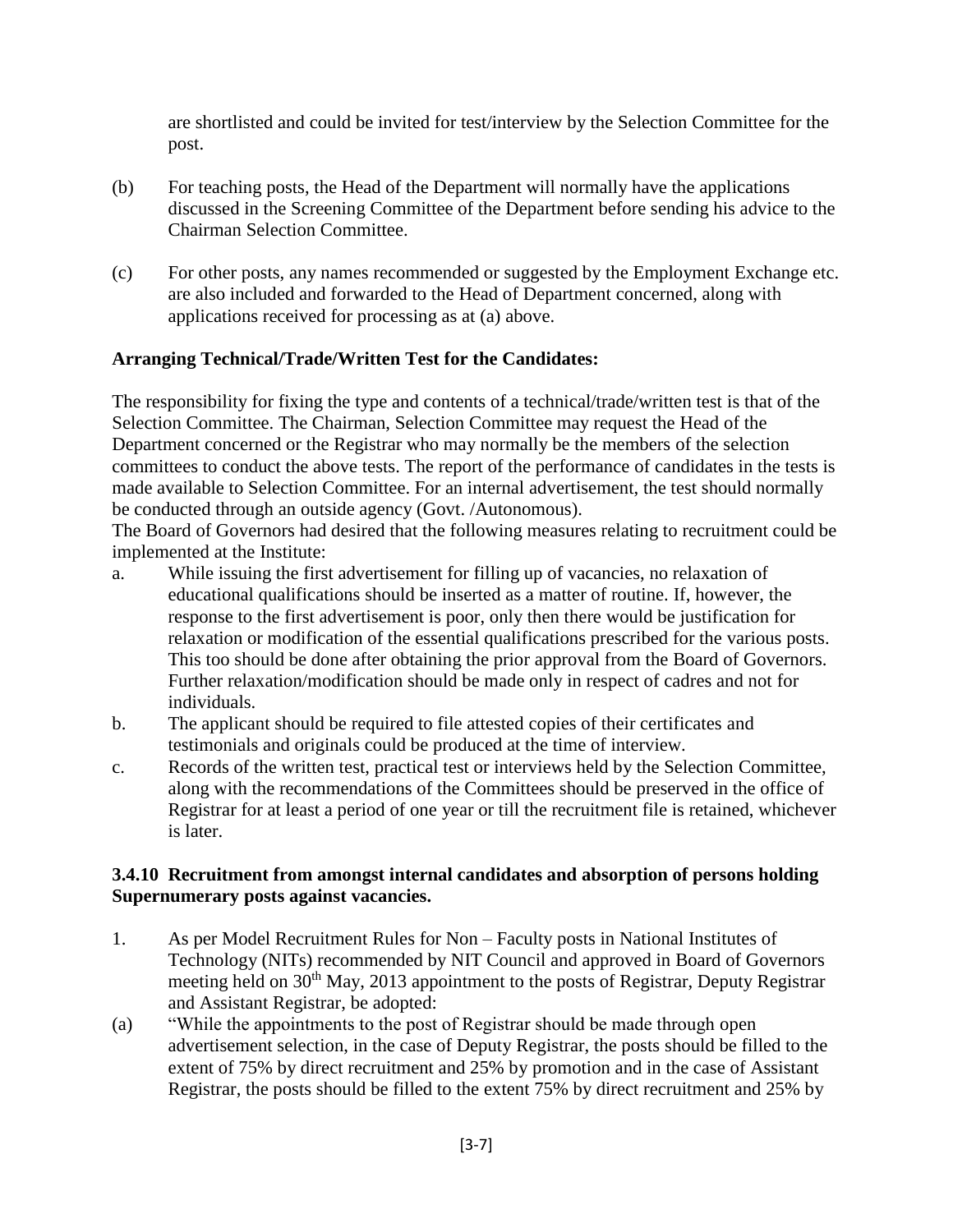are shortlisted and could be invited for test/interview by the Selection Committee for the post.

(b) For teaching posts, the Head of the Department will normally have the applications discussed in the Screening Committee of the Department before sending his advice to the Chairman Selection Committee.

(c) For other posts, any names recommended or suggested by the Employment Exchange etc. are also included and forwarded to the Head of Department concerned, along with applications received for processing as at (a) above.

**Arranging Technical/Trade/Written Test for the Candidates:**

The responsibility for fixing the type and contents of a technical/trade/written test is that of the Selection Committee. The Chairman, Selection Committee may request the Head of the Department concerned or the Registrar who may normally be the members of the selection committees to conduct the above tests. The report of the performance of candidates in the tests is made available to Selection Committee. For an internal advertisement, the test should normally be conducted through an outside agency (Govt. /Autonomous).

The Board of Governors had desired that the following measures relating to recruitment could be implemented at the Institute:

a. While issuing the first advertisement for filling up of vacancies, no relaxation of educational qualifications should be inserted as a matter of routine. If, however, the response to the first advertisement is poor, only then there would be justification for relaxation or modification of the essential qualifications prescribed for the various posts. This too should be done after obtaining the prior approval from the Board of Governors. Further relaxation/modification should be made only in respect of cadres and not for individuals.

b. The applicant should be required to file attested copies of their certificates and testimonials and originals could be produced at the time of interview.

c. Records of the written test, practical test or interviews held by the Selection Committee, along with the recommendations of the Committees should be preserved in the office of Registrar for at least a period of one year or till the recruitment file is retained, whichever is later.

### 3.4.10 Recruitment from amongst internal candidates and absorption of persons holding Supernumerary posts against vacancies.

1. As per Model Recruitment Rules for Non – Faculty posts in National Institutes of Technology (NITs) recommended by NIT Council and approved in Board of Governors meeting held on 30th May, 2013 appointment to the posts of Registrar, Deputy Registrar and Assistant Registrar, be adopted:

(a) "While the appointments to the post of Registrar should be made through open advertisement selection, in the case of Deputy Registrar, the posts should be filled to the extent of 75% by direct recruitment and 25% by promotion and in the case of Assistant Registrar, the posts should be filled to the extent 75% by direct recruitment and 25% by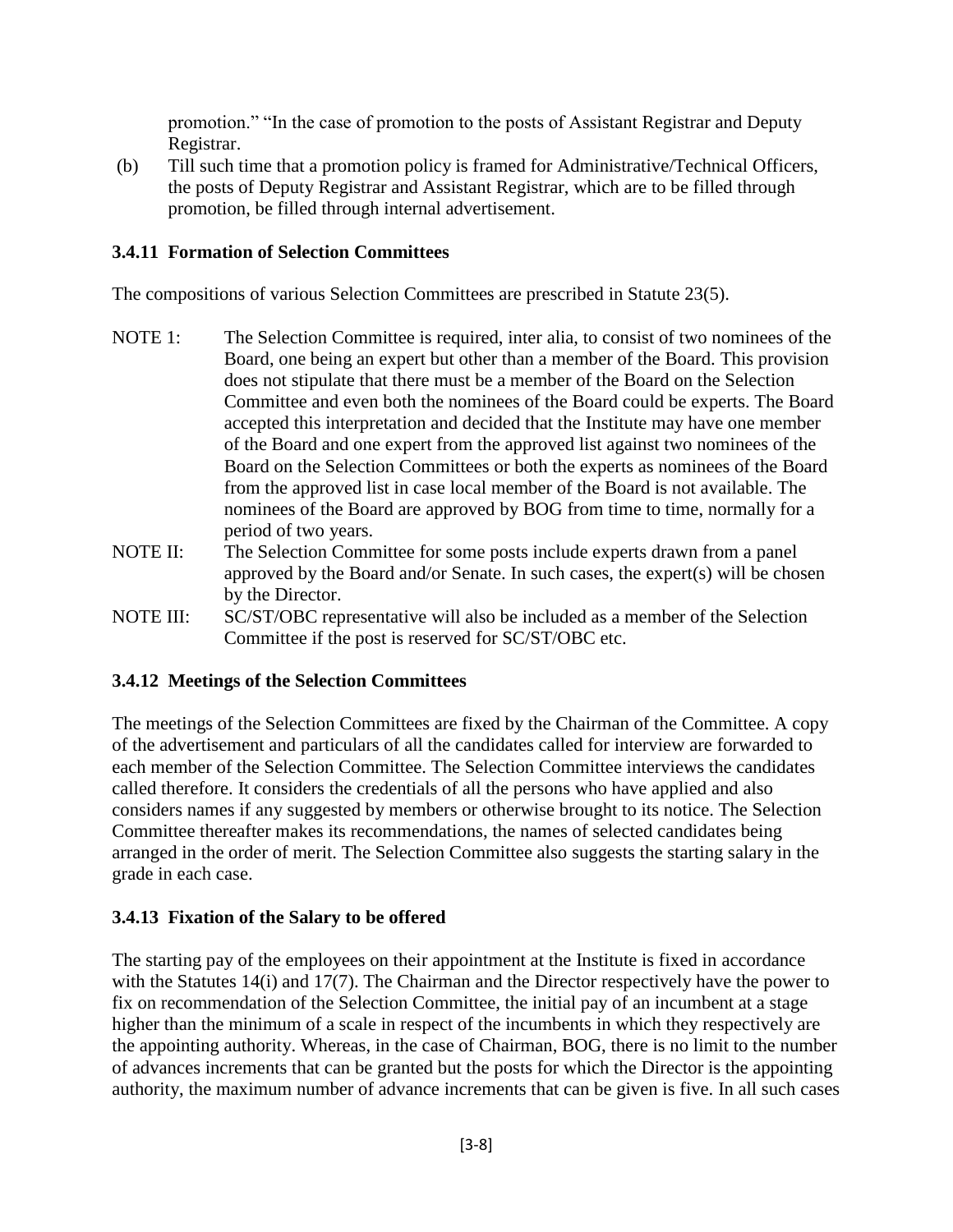promotion." "In the case of promotion to the posts of Assistant Registrar and Deputy Registrar.

(b) Till such time that a promotion policy is framed for Administrative/Technical Officers, the posts of Deputy Registrar and Assistant Registrar, which are to be filled through promotion, be filled through internal advertisement.

### 3.4.11 Formation of Selection Committees

The compositions of various Selection Committees are prescribed in Statute 23(5).

NOTE 1: The Selection Committee is required, inter alia, to consist of two nominees of the Board, one being an expert but other than a member of the Board. This provision does not stipulate that there must be a member of the Board on the Selection Committee and even both the nominees of the Board could be experts. The Board accepted this interpretation and decided that the Institute may have one member of the Board and one expert from the approved list against two nominees of the Board on the Selection Committees or both the experts as nominees of the Board from the approved list in case local member of the Board is not available. The nominees of the Board are approved by BOG from time to time, normally for a period of two years.

NOTE II: The Selection Committee for some posts include experts drawn from a panel approved by the Board and/or Senate. In such cases, the expert(s) will be chosen by the Director.

NOTE III: SC/ST/OBC representative will also be included as a member of the Selection Committee if the post is reserved for SC/ST/OBC etc.

### 3.4.12 Meetings of the Selection Committees

The meetings of the Selection Committees are fixed by the Chairman of the Committee. A copy of the advertisement and particulars of all the candidates called for interview are forwarded to each member of the Selection Committee. The Selection Committee interviews the candidates called therefore. It considers the credentials of all the persons who have applied and also considers names if any suggested by members or otherwise brought to its notice. The Selection Committee thereafter makes its recommendations, the names of selected candidates being arranged in the order of merit. The Selection Committee also suggests the starting salary in the grade in each case.

### 3.4.13 Fixation of the Salary to be offered

The starting pay of the employees on their appointment at the Institute is fixed in accordance with the Statutes 14(i) and 17(7). The Chairman and the Director respectively have the power to fix on recommendation of the Selection Committee, the initial pay of an incumbent at a stage higher than the minimum of a scale in respect of the incumbents in which they respectively are the appointing authority. Whereas, in the case of Chairman, BOG, there is no limit to the number of advances increments that can be granted but the posts for which the Director is the appointing authority, the maximum number of advance increments that can be given is five. In all such cases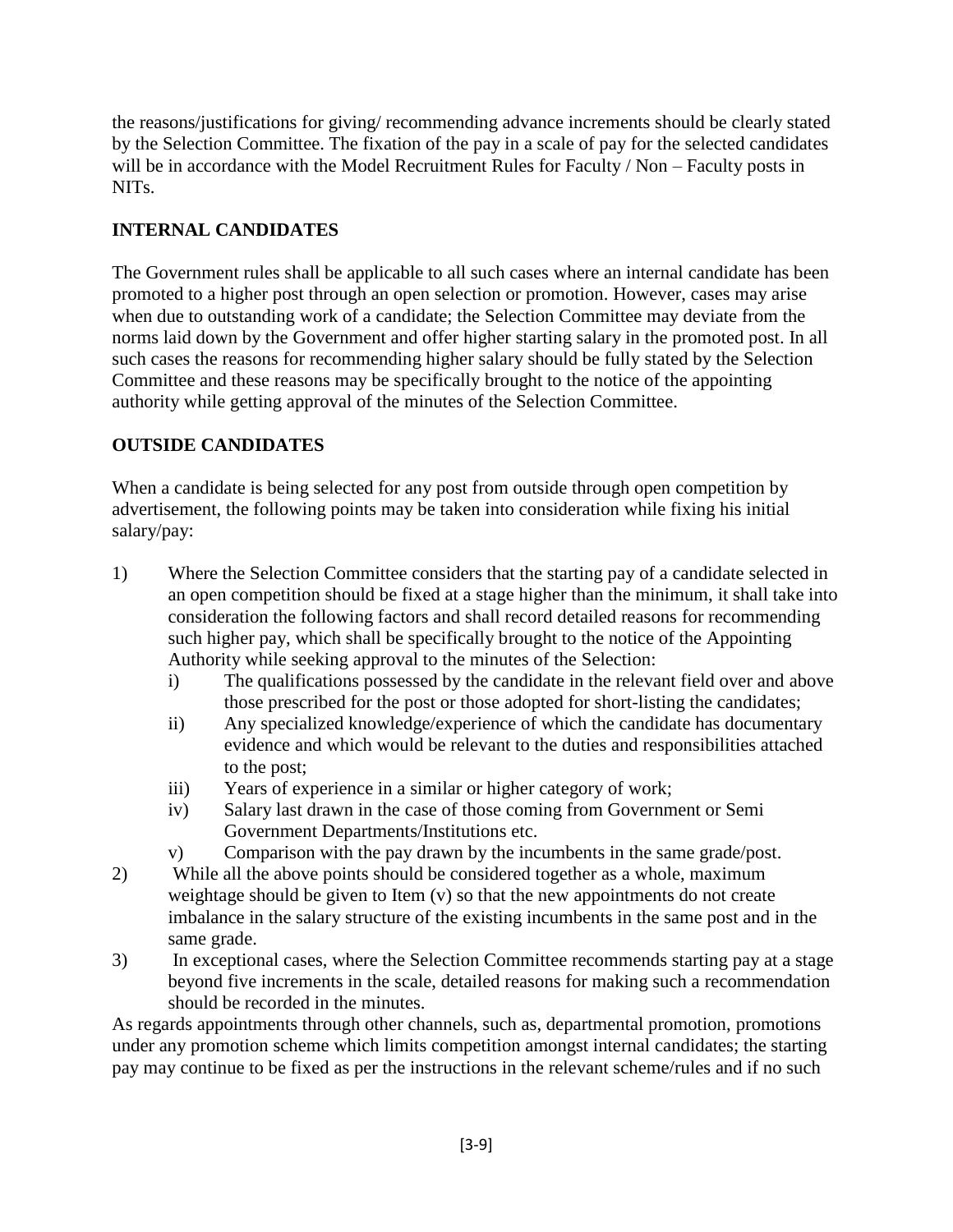the reasons/justifications for giving/ recommending advance increments should be clearly stated by the Selection Committee. The fixation of the pay in a scale of pay for the selected candidates will be in accordance with the Model Recruitment Rules for Faculty / Non – Faculty posts in NITs.

## INTERNAL CANDIDATES

The Government rules shall be applicable to all such cases where an internal candidate has been promoted to a higher post through an open selection or promotion. However, cases may arise when due to outstanding work of a candidate; the Selection Committee may deviate from the norms laid down by the Government and offer higher starting salary in the promoted post. In all such cases the reasons for recommending higher salary should be fully stated by the Selection Committee and these reasons may be specifically brought to the notice of the appointing authority while getting approval of the minutes of the Selection Committee.

## OUTSIDE CANDIDATES

When a candidate is being selected for any post from outside through open competition by advertisement, the following points may be taken into consideration while fixing his initial salary/pay:

1) Where the Selection Committee considers that the starting pay of a candidate selected in an open competition should be fixed at a stage higher than the minimum, it shall take into consideration the following factors and shall record detailed reasons for recommending such higher pay, which shall be specifically brought to the notice of the Appointing Authority while seeking approval to the minutes of the Selection:
   - i) The qualifications possessed by the candidate in the relevant field over and above those prescribed for the post or those adopted for short-listing the candidates;
   - ii) Any specialized knowledge/experience of which the candidate has documentary evidence and which would be relevant to the duties and responsibilities attached to the post;
   - iii) Years of experience in a similar or higher category of work;
   - iv) Salary last drawn in the case of those coming from Government or Semi Government Departments/Institutions etc.
   - v) Comparison with the pay drawn by the incumbents in the same grade/post.
2) While all the above points should be considered together as a whole, maximum weightage should be given to Item (v) so that the new appointments do not create imbalance in the salary structure of the existing incumbents in the same post and in the same grade.
3) In exceptional cases, where the Selection Committee recommends starting pay at a stage beyond five increments in the scale, detailed reasons for making such a recommendation should be recorded in the minutes.

As regards appointments through other channels, such as, departmental promotion, promotions under any promotion scheme which limits competition amongst internal candidates; the starting pay may continue to be fixed as per the instructions in the relevant scheme/rules and if no such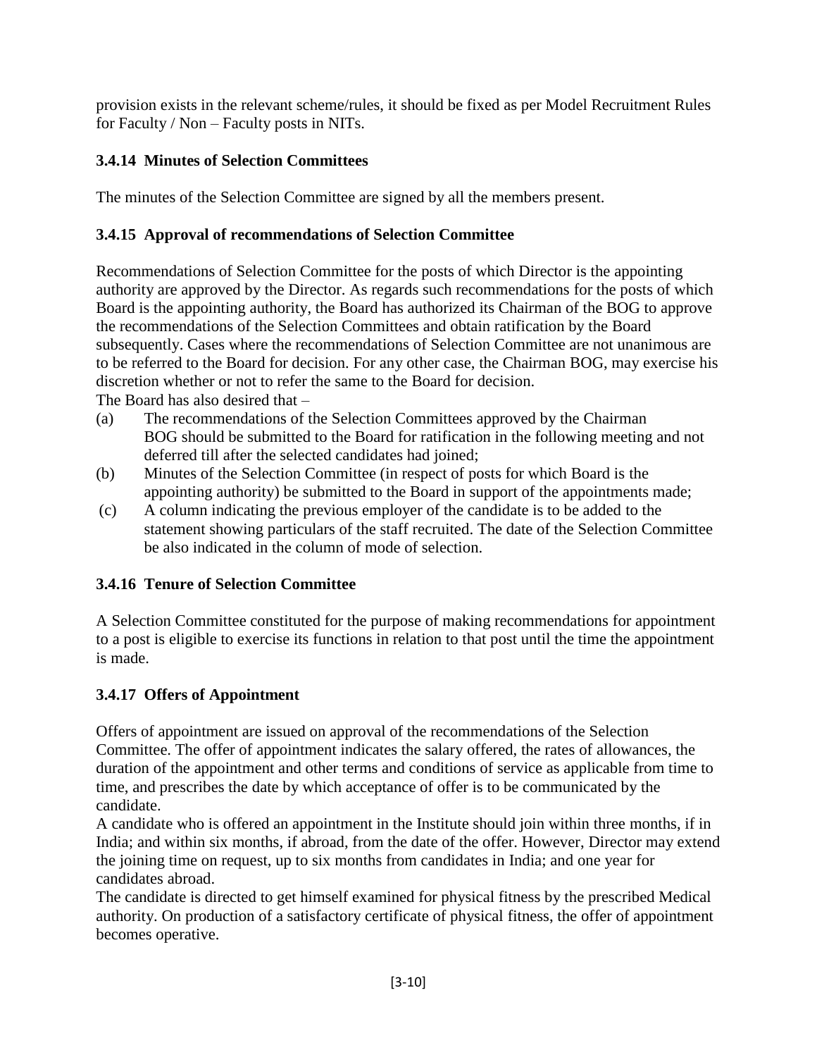provision exists in the relevant scheme/rules, it should be fixed as per Model Recruitment Rules for Faculty / Non – Faculty posts in NITs.

### 3.4.14 Minutes of Selection Committees

The minutes of the Selection Committee are signed by all the members present.

### 3.4.15 Approval of recommendations of Selection Committee

Recommendations of Selection Committee for the posts of which Director is the appointing authority are approved by the Director. As regards such recommendations for the posts of which Board is the appointing authority, the Board has authorized its Chairman of the BOG to approve the recommendations of the Selection Committees and obtain ratification by the Board subsequently. Cases where the recommendations of Selection Committee are not unanimous are to be referred to the Board for decision. For any other case, the Chairman BOG, may exercise his discretion whether or not to refer the same to the Board for decision.

The Board has also desired that –

(a) The recommendations of the Selection Committees approved by the Chairman BOG should be submitted to the Board for ratification in the following meeting and not deferred till after the selected candidates had joined;

(b) Minutes of the Selection Committee (in respect of posts for which Board is the appointing authority) be submitted to the Board in support of the appointments made;

(c) A column indicating the previous employer of the candidate is to be added to the statement showing particulars of the staff recruited. The date of the Selection Committee be also indicated in the column of mode of selection.

### 3.4.16 Tenure of Selection Committee

A Selection Committee constituted for the purpose of making recommendations for appointment to a post is eligible to exercise its functions in relation to that post until the time the appointment is made.

### 3.4.17 Offers of Appointment

Offers of appointment are issued on approval of the recommendations of the Selection Committee. The offer of appointment indicates the salary offered, the rates of allowances, the duration of the appointment and other terms and conditions of service as applicable from time to time, and prescribes the date by which acceptance of offer is to be communicated by the candidate.

A candidate who is offered an appointment in the Institute should join within three months, if in India; and within six months, if abroad, from the date of the offer. However, Director may extend the joining time on request, up to six months from candidates in India; and one year for candidates abroad.

The candidate is directed to get himself examined for physical fitness by the prescribed Medical authority. On production of a satisfactory certificate of physical fitness, the offer of appointment becomes operative.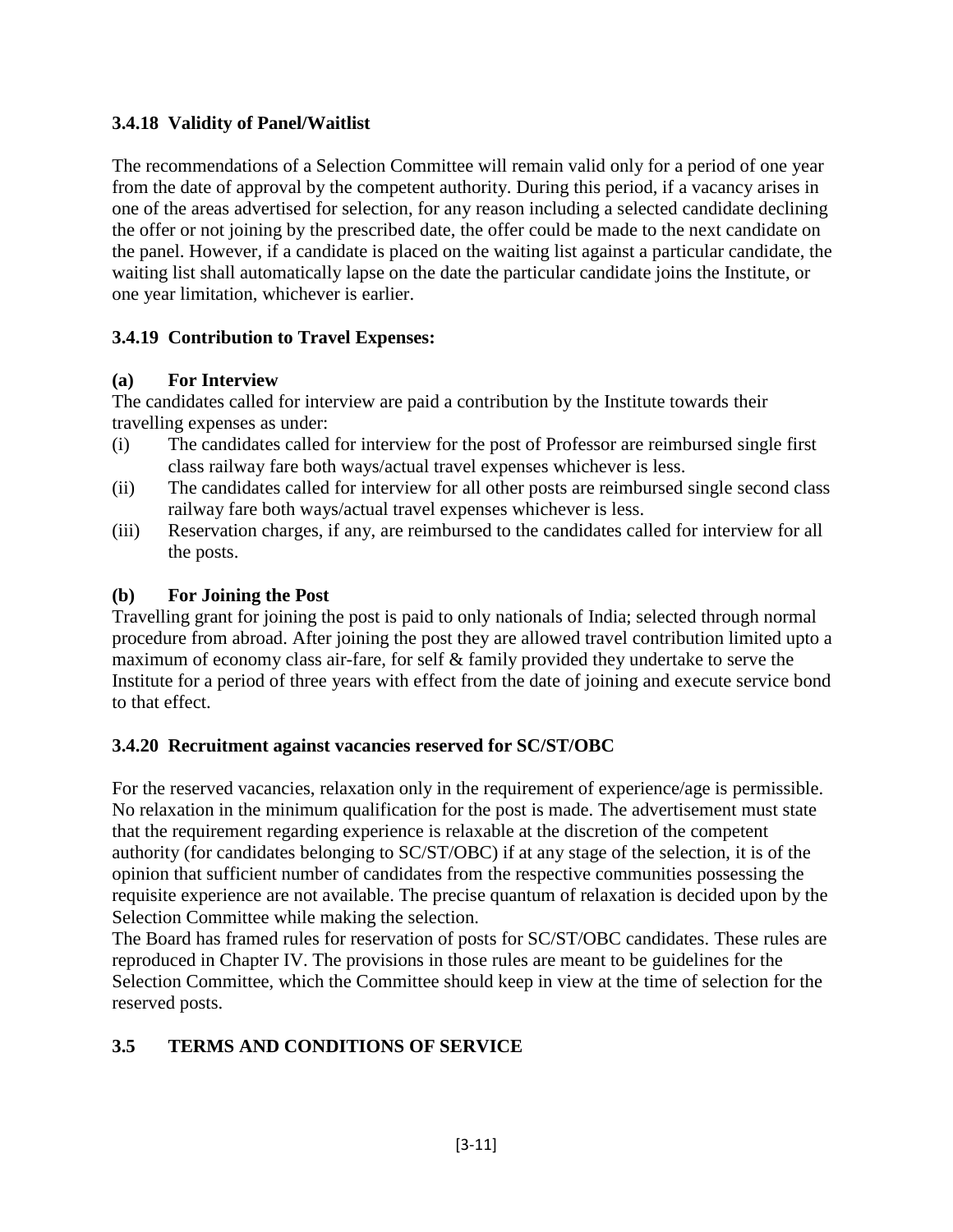### 3.4.18 Validity of Panel/Waitlist

The recommendations of a Selection Committee will remain valid only for a period of one year from the date of approval by the competent authority. During this period, if a vacancy arises in one of the areas advertised for selection, for any reason including a selected candidate declining the offer or not joining by the prescribed date, the offer could be made to the next candidate on the panel. However, if a candidate is placed on the waiting list against a particular candidate, the waiting list shall automatically lapse on the date the particular candidate joins the Institute, or one year limitation, whichever is earlier.

### 3.4.19 Contribution to Travel Expenses:

**(a) For Interview**

The candidates called for interview are paid a contribution by the Institute towards their travelling expenses as under:

(i) The candidates called for interview for the post of Professor are reimbursed single first class railway fare both ways/actual travel expenses whichever is less.

(ii) The candidates called for interview for all other posts are reimbursed single second class railway fare both ways/actual travel expenses whichever is less.

(iii) Reservation charges, if any, are reimbursed to the candidates called for interview for all the posts.

**(b) For Joining the Post**

Travelling grant for joining the post is paid to only nationals of India; selected through normal procedure from abroad. After joining the post they are allowed travel contribution limited upto a maximum of economy class air-fare, for self & family provided they undertake to serve the Institute for a period of three years with effect from the date of joining and execute service bond to that effect.

### 3.4.20 Recruitment against vacancies reserved for SC/ST/OBC

For the reserved vacancies, relaxation only in the requirement of experience/age is permissible. No relaxation in the minimum qualification for the post is made. The advertisement must state that the requirement regarding experience is relaxable at the discretion of the competent authority (for candidates belonging to SC/ST/OBC) if at any stage of the selection, it is of the opinion that sufficient number of candidates from the respective communities possessing the requisite experience are not available. The precise quantum of relaxation is decided upon by the Selection Committee while making the selection.

The Board has framed rules for reservation of posts for SC/ST/OBC candidates. These rules are reproduced in Chapter IV. The provisions in those rules are meant to be guidelines for the Selection Committee, which the Committee should keep in view at the time of selection for the reserved posts.

## 3.5 TERMS AND CONDITIONS OF SERVICE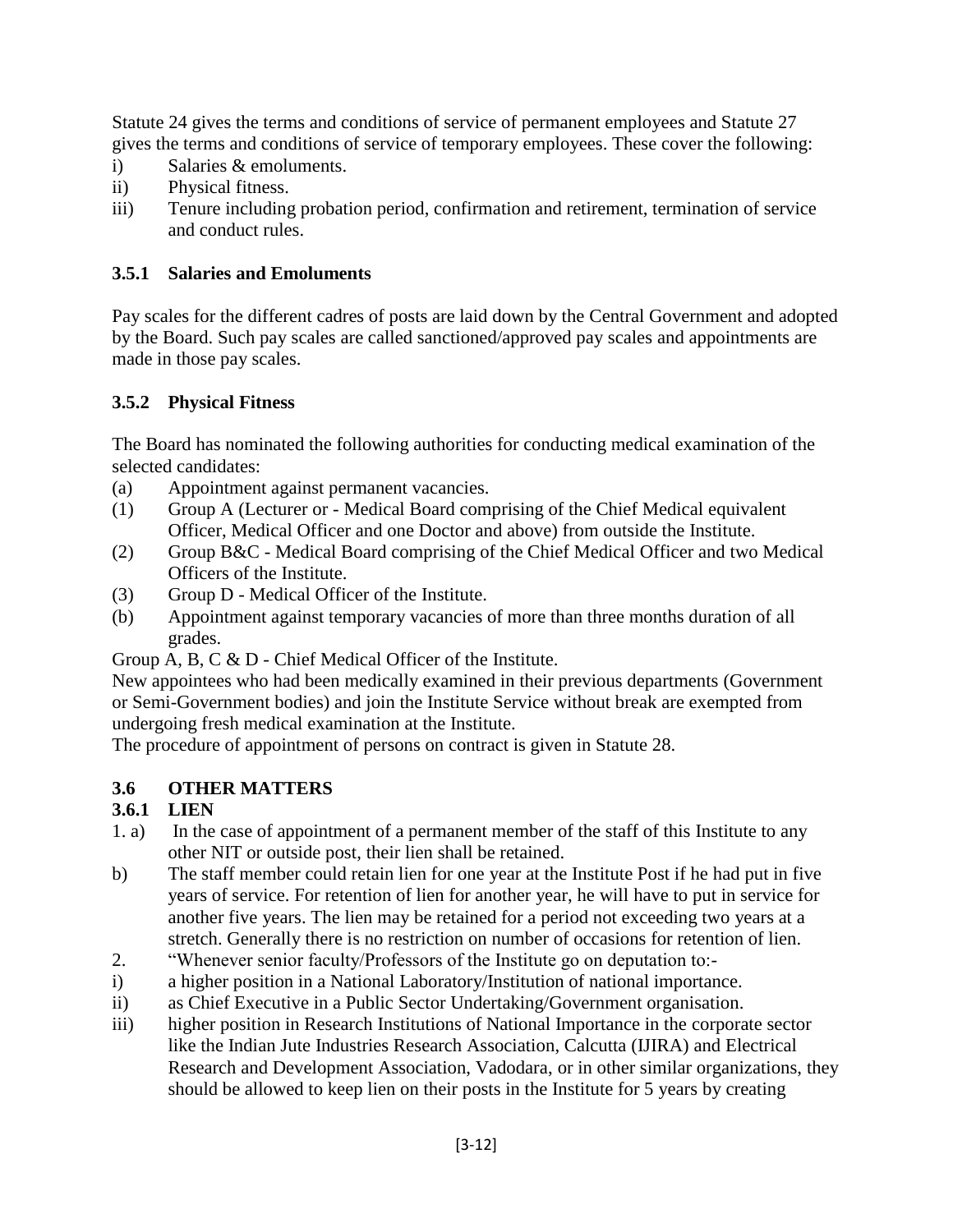Statute 24 gives the terms and conditions of service of permanent employees and Statute 27 gives the terms and conditions of service of temporary employees. These cover the following:

i) Salaries & emoluments.
ii) Physical fitness.
iii) Tenure including probation period, confirmation and retirement, termination of service and conduct rules.

### 3.5.1 Salaries and Emoluments

Pay scales for the different cadres of posts are laid down by the Central Government and adopted by the Board. Such pay scales are called sanctioned/approved pay scales and appointments are made in those pay scales.

### 3.5.2 Physical Fitness

The Board has nominated the following authorities for conducting medical examination of the selected candidates:

(a) Appointment against permanent vacancies.
(1) Group A (Lecturer or - Medical Board comprising of the Chief Medical equivalent Officer, Medical Officer and one Doctor and above) from outside the Institute.
(2) Group B&C - Medical Board comprising of the Chief Medical Officer and two Medical Officers of the Institute.
(3) Group D - Medical Officer of the Institute.
(b) Appointment against temporary vacancies of more than three months duration of all grades.

Group A, B, C & D - Chief Medical Officer of the Institute.

New appointees who had been medically examined in their previous departments (Government or Semi-Government bodies) and join the Institute Service without break are exempted from undergoing fresh medical examination at the Institute.

The procedure of appointment of persons on contract is given in Statute 28.

## 3.6 OTHER MATTERS

### 3.6.1 LIEN

1. a) In the case of appointment of a permanent member of the staff of this Institute to any other NIT or outside post, their lien shall be retained.

b) The staff member could retain lien for one year at the Institute Post if he had put in five years of service. For retention of lien for another year, he will have to put in service for another five years. The lien may be retained for a period not exceeding two years at a stretch. Generally there is no restriction on number of occasions for retention of lien.

2. "Whenever senior faculty/Professors of the Institute go on deputation to:-

i) a higher position in a National Laboratory/Institution of national importance.
ii) as Chief Executive in a Public Sector Undertaking/Government organisation.
iii) higher position in Research Institutions of National Importance in the corporate sector like the Indian Jute Industries Research Association, Calcutta (IJIRA) and Electrical Research and Development Association, Vadodara, or in other similar organizations, they should be allowed to keep lien on their posts in the Institute for 5 years by creating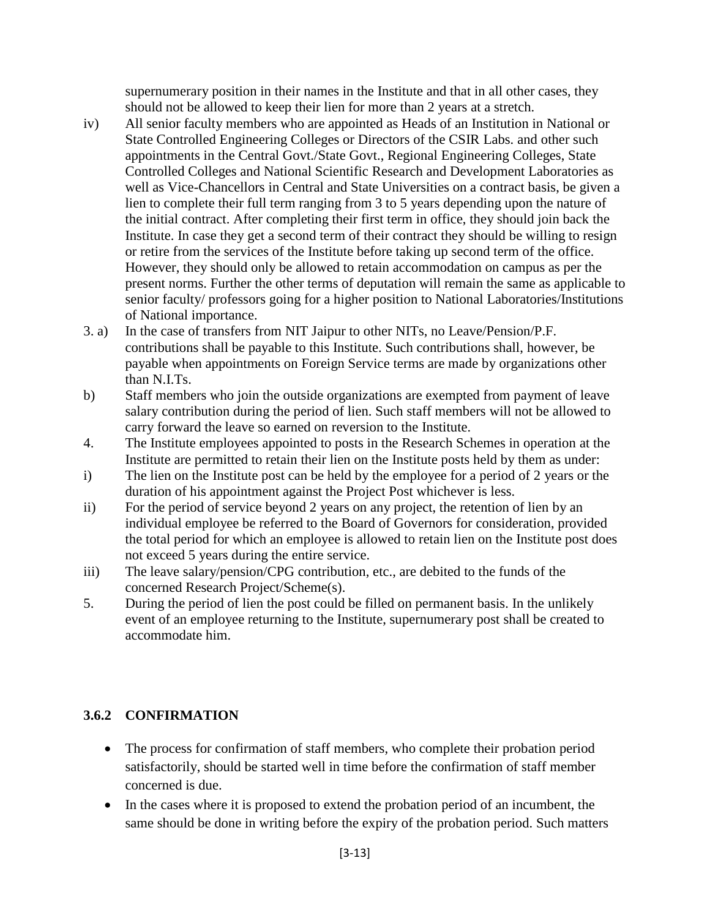supernumerary position in their names in the Institute and that in all other cases, they should not be allowed to keep their lien for more than 2 years at a stretch.

iv) All senior faculty members who are appointed as Heads of an Institution in National or State Controlled Engineering Colleges or Directors of the CSIR Labs. and other such appointments in the Central Govt./State Govt., Regional Engineering Colleges, State Controlled Colleges and National Scientific Research and Development Laboratories as well as Vice-Chancellors in Central and State Universities on a contract basis, be given a lien to complete their full term ranging from 3 to 5 years depending upon the nature of the initial contract. After completing their first term in office, they should join back the Institute. In case they get a second term of their contract they should be willing to resign or retire from the services of the Institute before taking up second term of the office. However, they should only be allowed to retain accommodation on campus as per the present norms. Further the other terms of deputation will remain the same as applicable to senior faculty/ professors going for a higher position to National Laboratories/Institutions of National importance.

3. a) In the case of transfers from NIT Jaipur to other NITs, no Leave/Pension/P.F. contributions shall be payable to this Institute. Such contributions shall, however, be payable when appointments on Foreign Service terms are made by organizations other than N.I.Ts.

b) Staff members who join the outside organizations are exempted from payment of leave salary contribution during the period of lien. Such staff members will not be allowed to carry forward the leave so earned on reversion to the Institute.

4. The Institute employees appointed to posts in the Research Schemes in operation at the Institute are permitted to retain their lien on the Institute posts held by them as under:

i) The lien on the Institute post can be held by the employee for a period of 2 years or the duration of his appointment against the Project Post whichever is less.

ii) For the period of service beyond 2 years on any project, the retention of lien by an individual employee be referred to the Board of Governors for consideration, provided the total period for which an employee is allowed to retain lien on the Institute post does not exceed 5 years during the entire service.

iii) The leave salary/pension/CPG contribution, etc., are debited to the funds of the concerned Research Project/Scheme(s).

5. During the period of lien the post could be filled on permanent basis. In the unlikely event of an employee returning to the Institute, supernumerary post shall be created to accommodate him.

### 3.6.2 CONFIRMATION

- The process for confirmation of staff members, who complete their probation period satisfactorily, should be started well in time before the confirmation of staff member concerned is due.
- In the cases where it is proposed to extend the probation period of an incumbent, the same should be done in writing before the expiry of the probation period. Such matters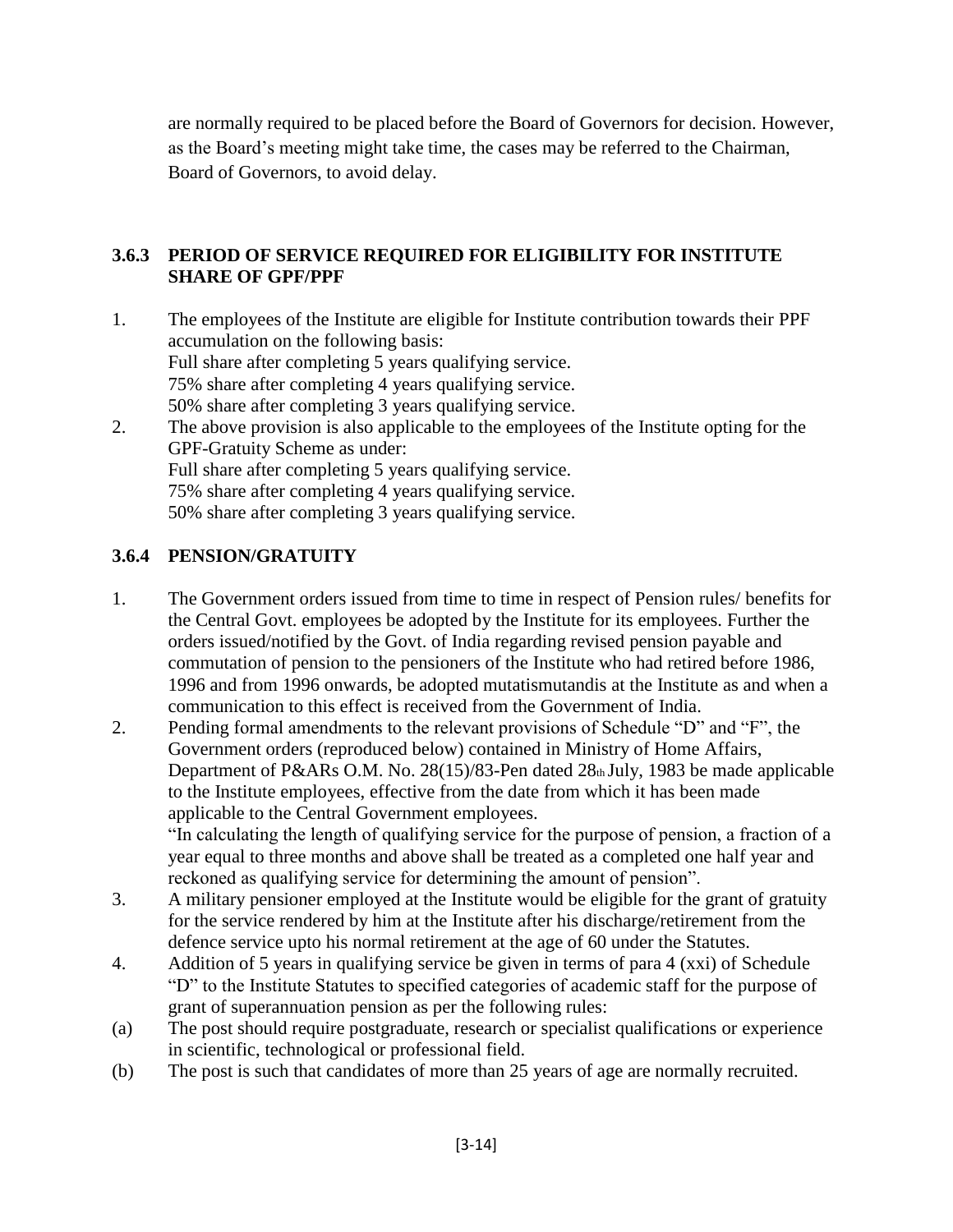are normally required to be placed before the Board of Governors for decision. However, as the Board's meeting might take time, the cases may be referred to the Chairman, Board of Governors, to avoid delay.

### 3.6.3 PERIOD OF SERVICE REQUIRED FOR ELIGIBILITY FOR INSTITUTE SHARE OF GPF/PPF

1. The employees of the Institute are eligible for Institute contribution towards their PPF accumulation on the following basis:
   Full share after completing 5 years qualifying service.
   75% share after completing 4 years qualifying service.
   50% share after completing 3 years qualifying service.
2. The above provision is also applicable to the employees of the Institute opting for the GPF-Gratuity Scheme as under:
   Full share after completing 5 years qualifying service.
   75% share after completing 4 years qualifying service.
   50% share after completing 3 years qualifying service.

### 3.6.4 PENSION/GRATUITY

1. The Government orders issued from time to time in respect of Pension rules/ benefits for the Central Govt. employees be adopted by the Institute for its employees. Further the orders issued/notified by the Govt. of India regarding revised pension payable and commutation of pension to the pensioners of the Institute who had retired before 1986, 1996 and from 1996 onwards, be adopted mutatismutandis at the Institute as and when a communication to this effect is received from the Government of India.
2. Pending formal amendments to the relevant provisions of Schedule "D" and "F", the Government orders (reproduced below) contained in Ministry of Home Affairs, Department of P&ARs O.M. No. 28(15)/83-Pen dated 28th July, 1983 be made applicable to the Institute employees, effective from the date from which it has been made applicable to the Central Government employees.
   "In calculating the length of qualifying service for the purpose of pension, a fraction of a year equal to three months and above shall be treated as a completed one half year and reckoned as qualifying service for determining the amount of pension".
3. A military pensioner employed at the Institute would be eligible for the grant of gratuity for the service rendered by him at the Institute after his discharge/retirement from the defence service upto his normal retirement at the age of 60 under the Statutes.
4. Addition of 5 years in qualifying service be given in terms of para 4 (xxi) of Schedule "D" to the Institute Statutes to specified categories of academic staff for the purpose of grant of superannuation pension as per the following rules:

(a) The post should require postgraduate, research or specialist qualifications or experience in scientific, technological or professional field.

(b) The post is such that candidates of more than 25 years of age are normally recruited.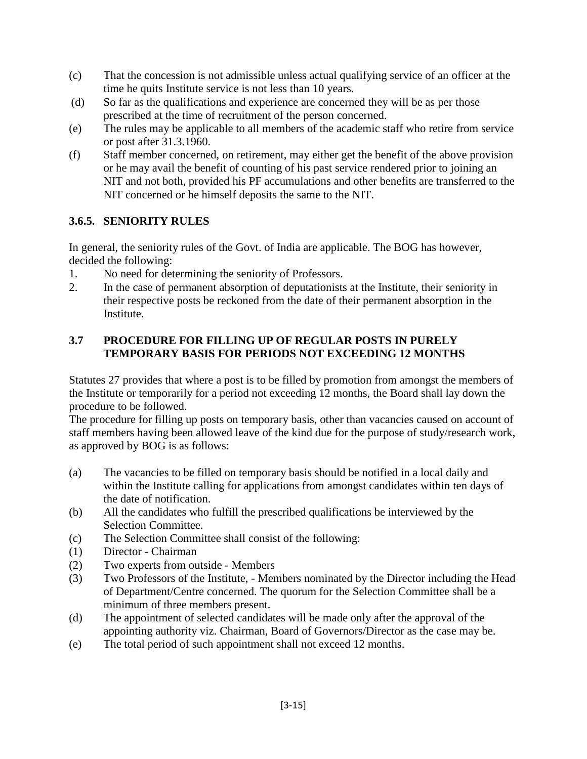(c) That the concession is not admissible unless actual qualifying service of an officer at the time he quits Institute service is not less than 10 years.

(d) So far as the qualifications and experience are concerned they will be as per those prescribed at the time of recruitment of the person concerned.

(e) The rules may be applicable to all members of the academic staff who retire from service or post after 31.3.1960.

(f) Staff member concerned, on retirement, may either get the benefit of the above provision or he may avail the benefit of counting of his past service rendered prior to joining an NIT and not both, provided his PF accumulations and other benefits are transferred to the NIT concerned or he himself deposits the same to the NIT.

### 3.6.5. SENIORITY RULES

In general, the seniority rules of the Govt. of India are applicable. The BOG has however, decided the following:

1. No need for determining the seniority of Professors.
2. In the case of permanent absorption of deputationists at the Institute, their seniority in their respective posts be reckoned from the date of their permanent absorption in the Institute.

### 3.7 PROCEDURE FOR FILLING UP OF REGULAR POSTS IN PURELY TEMPORARY BASIS FOR PERIODS NOT EXCEEDING 12 MONTHS

Statutes 27 provides that where a post is to be filled by promotion from amongst the members of the Institute or temporarily for a period not exceeding 12 months, the Board shall lay down the procedure to be followed.

The procedure for filling up posts on temporary basis, other than vacancies caused on account of staff members having been allowed leave of the kind due for the purpose of study/research work, as approved by BOG is as follows:

(a) The vacancies to be filled on temporary basis should be notified in a local daily and within the Institute calling for applications from amongst candidates within ten days of the date of notification.

(b) All the candidates who fulfill the prescribed qualifications be interviewed by the Selection Committee.

(c) The Selection Committee shall consist of the following:

(1) Director - Chairman

(2) Two experts from outside - Members

(3) Two Professors of the Institute, - Members nominated by the Director including the Head of Department/Centre concerned. The quorum for the Selection Committee shall be a minimum of three members present.

(d) The appointment of selected candidates will be made only after the approval of the appointing authority viz. Chairman, Board of Governors/Director as the case may be.

(e) The total period of such appointment shall not exceed 12 months.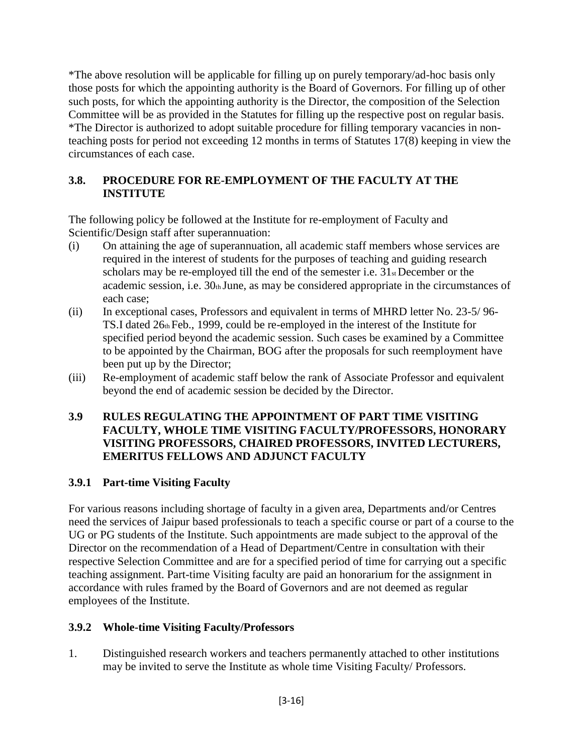*The above resolution will be applicable for filling up on purely temporary/ad-hoc basis only those posts for which the appointing authority is the Board of Governors. For filling up of other such posts, for which the appointing authority is the Director, the composition of the Selection Committee will be as provided in the Statutes for filling up the respective post on regular basis.
*The Director is authorized to adopt suitable procedure for filling temporary vacancies in non-teaching posts for period not exceeding 12 months in terms of Statutes 17(8) keeping in view the circumstances of each case.

### 3.8. PROCEDURE FOR RE-EMPLOYMENT OF THE FACULTY AT THE INSTITUTE

The following policy be followed at the Institute for re-employment of Faculty and Scientific/Design staff after superannuation:

(i) On attaining the age of superannuation, all academic staff members whose services are required in the interest of students for the purposes of teaching and guiding research scholars may be re-employed till the end of the semester i.e. 31st December or the academic session, i.e. 30th June, as may be considered appropriate in the circumstances of each case;

(ii) In exceptional cases, Professors and equivalent in terms of MHRD letter No. 23-5/ 96-TS.I dated 26th Feb., 1999, could be re-employed in the interest of the Institute for specified period beyond the academic session. Such cases be examined by a Committee to be appointed by the Chairman, BOG after the proposals for such reemployment have been put up by the Director;

(iii) Re-employment of academic staff below the rank of Associate Professor and equivalent beyond the end of academic session be decided by the Director.

### 3.9 RULES REGULATING THE APPOINTMENT OF PART TIME VISITING FACULTY, WHOLE TIME VISITING FACULTY/PROFESSORS, HONORARY VISITING PROFESSORS, CHAIRED PROFESSORS, INVITED LECTURERS, EMERITUS FELLOWS AND ADJUNCT FACULTY

#### 3.9.1 Part-time Visiting Faculty

For various reasons including shortage of faculty in a given area, Departments and/or Centres need the services of Jaipur based professionals to teach a specific course or part of a course to the UG or PG students of the Institute. Such appointments are made subject to the approval of the Director on the recommendation of a Head of Department/Centre in consultation with their respective Selection Committee and are for a specified period of time for carrying out a specific teaching assignment. Part-time Visiting faculty are paid an honorarium for the assignment in accordance with rules framed by the Board of Governors and are not deemed as regular employees of the Institute.

#### 3.9.2 Whole-time Visiting Faculty/Professors

1. Distinguished research workers and teachers permanently attached to other institutions may be invited to serve the Institute as whole time Visiting Faculty/ Professors.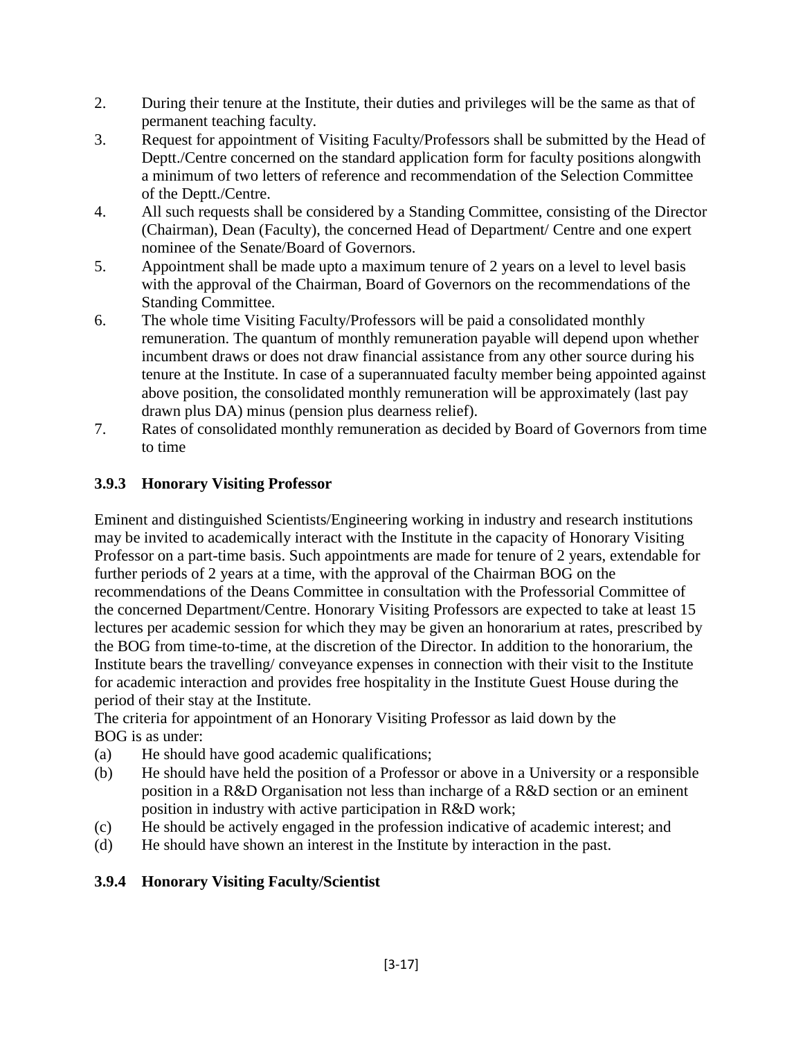2. During their tenure at the Institute, their duties and privileges will be the same as that of permanent teaching faculty.
3. Request for appointment of Visiting Faculty/Professors shall be submitted by the Head of Deptt./Centre concerned on the standard application form for faculty positions alongwith a minimum of two letters of reference and recommendation of the Selection Committee of the Deptt./Centre.
4. All such requests shall be considered by a Standing Committee, consisting of the Director (Chairman), Dean (Faculty), the concerned Head of Department/ Centre and one expert nominee of the Senate/Board of Governors.
5. Appointment shall be made upto a maximum tenure of 2 years on a level to level basis with the approval of the Chairman, Board of Governors on the recommendations of the Standing Committee.
6. The whole time Visiting Faculty/Professors will be paid a consolidated monthly remuneration. The quantum of monthly remuneration payable will depend upon whether incumbent draws or does not draw financial assistance from any other source during his tenure at the Institute. In case of a superannuated faculty member being appointed against above position, the consolidated monthly remuneration will be approximately (last pay drawn plus DA) minus (pension plus dearness relief).
7. Rates of consolidated monthly remuneration as decided by Board of Governors from time to time

### 3.9.3 Honorary Visiting Professor

Eminent and distinguished Scientists/Engineering working in industry and research institutions may be invited to academically interact with the Institute in the capacity of Honorary Visiting Professor on a part-time basis. Such appointments are made for tenure of 2 years, extendable for further periods of 2 years at a time, with the approval of the Chairman BOG on the recommendations of the Deans Committee in consultation with the Professorial Committee of the concerned Department/Centre. Honorary Visiting Professors are expected to take at least 15 lectures per academic session for which they may be given an honorarium at rates, prescribed by the BOG from time-to-time, at the discretion of the Director. In addition to the honorarium, the Institute bears the travelling/ conveyance expenses in connection with their visit to the Institute for academic interaction and provides free hospitality in the Institute Guest House during the period of their stay at the Institute.

The criteria for appointment of an Honorary Visiting Professor as laid down by the BOG is as under:

(a) He should have good academic qualifications;
(b) He should have held the position of a Professor or above in a University or a responsible position in a R&D Organisation not less than incharge of a R&D section or an eminent position in industry with active participation in R&D work;
(c) He should be actively engaged in the profession indicative of academic interest; and
(d) He should have shown an interest in the Institute by interaction in the past.

### 3.9.4 Honorary Visiting Faculty/Scientist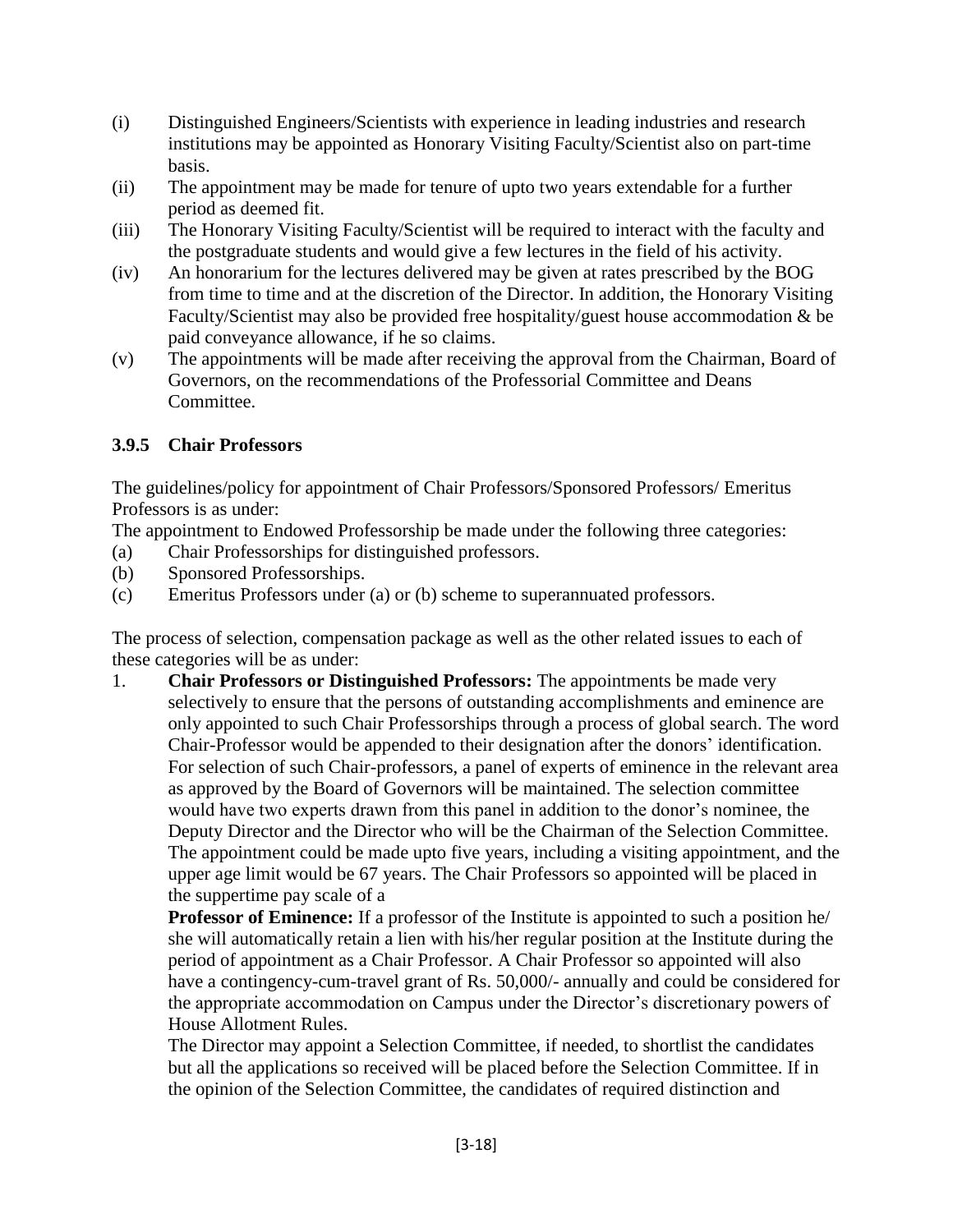(i) Distinguished Engineers/Scientists with experience in leading industries and research institutions may be appointed as Honorary Visiting Faculty/Scientist also on part-time basis.

(ii) The appointment may be made for tenure of upto two years extendable for a further period as deemed fit.

(iii) The Honorary Visiting Faculty/Scientist will be required to interact with the faculty and the postgraduate students and would give a few lectures in the field of his activity.

(iv) An honorarium for the lectures delivered may be given at rates prescribed by the BOG from time to time and at the discretion of the Director. In addition, the Honorary Visiting Faculty/Scientist may also be provided free hospitality/guest house accommodation & be paid conveyance allowance, if he so claims.

(v) The appointments will be made after receiving the approval from the Chairman, Board of Governors, on the recommendations of the Professorial Committee and Deans Committee.

### 3.9.5 Chair Professors

The guidelines/policy for appointment of Chair Professors/Sponsored Professors/ Emeritus Professors is as under:

The appointment to Endowed Professorship be made under the following three categories:

(a) Chair Professorships for distinguished professors.

(b) Sponsored Professorships.

(c) Emeritus Professors under (a) or (b) scheme to superannuated professors.

The process of selection, compensation package as well as the other related issues to each of these categories will be as under:

1. **Chair Professors or Distinguished Professors:** The appointments be made very selectively to ensure that the persons of outstanding accomplishments and eminence are only appointed to such Chair Professorships through a process of global search. The word Chair-Professor would be appended to their designation after the donors' identification. For selection of such Chair-professors, a panel of experts of eminence in the relevant area as approved by the Board of Governors will be maintained. The selection committee would have two experts drawn from this panel in addition to the donor's nominee, the Deputy Director and the Director who will be the Chairman of the Selection Committee. The appointment could be made upto five years, including a visiting appointment, and the upper age limit would be 67 years. The Chair Professors so appointed will be placed in the suppertime pay scale of a

   **Professor of Eminence:** If a professor of the Institute is appointed to such a position he/ she will automatically retain a lien with his/her regular position at the Institute during the period of appointment as a Chair Professor. A Chair Professor so appointed will also have a contingency-cum-travel grant of Rs. 50,000/- annually and could be considered for the appropriate accommodation on Campus under the Director's discretionary powers of House Allotment Rules.

   The Director may appoint a Selection Committee, if needed, to shortlist the candidates but all the applications so received will be placed before the Selection Committee. If in the opinion of the Selection Committee, the candidates of required distinction and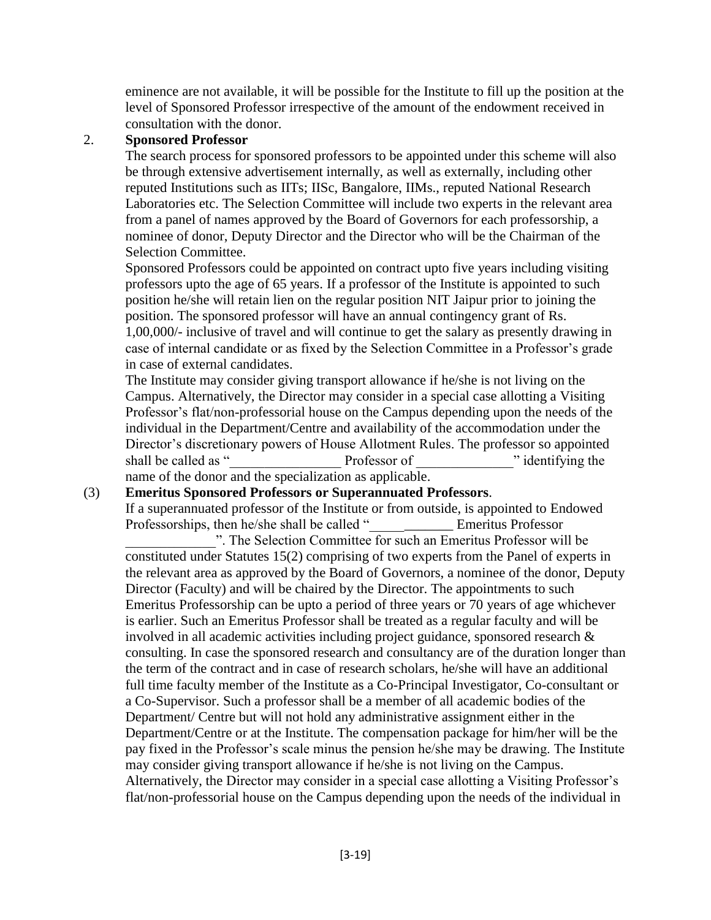eminence are not available, it will be possible for the Institute to fill up the position at the level of Sponsored Professor irrespective of the amount of the endowment received in consultation with the donor.

2. **Sponsored Professor**

The search process for sponsored professors to be appointed under this scheme will also be through extensive advertisement internally, as well as externally, including other reputed Institutions such as IITs; IISc, Bangalore, IIMs., reputed National Research Laboratories etc. The Selection Committee will include two experts in the relevant area from a panel of names approved by the Board of Governors for each professorship, a nominee of donor, Deputy Director and the Director who will be the Chairman of the Selection Committee.

Sponsored Professors could be appointed on contract upto five years including visiting professors upto the age of 65 years. If a professor of the Institute is appointed to such position he/she will retain lien on the regular position NIT Jaipur prior to joining the position. The sponsored professor will have an annual contingency grant of Rs. 1,00,000/- inclusive of travel and will continue to get the salary as presently drawing in case of internal candidate or as fixed by the Selection Committee in a Professor's grade in case of external candidates.

The Institute may consider giving transport allowance if he/she is not living on the Campus. Alternatively, the Director may consider in a special case allotting a Visiting Professor's flat/non-professorial house on the Campus depending upon the needs of the individual in the Department/Centre and availability of the accommodation under the Director's discretionary powers of House Allotment Rules. The professor so appointed shall be called as "________________ Professor of ______________" identifying the name of the donor and the specialization as applicable.

(3) **Emeritus Sponsored Professors or Superannuated Professors**.

If a superannuated professor of the Institute or from outside, is appointed to Endowed Professorships, then he/she shall be called "____________ Emeritus Professor _____________". The Selection Committee for such an Emeritus Professor will be constituted under Statutes 15(2) comprising of two experts from the Panel of experts in the relevant area as approved by the Board of Governors, a nominee of the donor, Deputy Director (Faculty) and will be chaired by the Director. The appointments to such Emeritus Professorship can be upto a period of three years or 70 years of age whichever is earlier. Such an Emeritus Professor shall be treated as a regular faculty and will be involved in all academic activities including project guidance, sponsored research & consulting. In case the sponsored research and consultancy are of the duration longer than the term of the contract and in case of research scholars, he/she will have an additional full time faculty member of the Institute as a Co-Principal Investigator, Co-consultant or a Co-Supervisor. Such a professor shall be a member of all academic bodies of the Department/ Centre but will not hold any administrative assignment either in the Department/Centre or at the Institute. The compensation package for him/her will be the pay fixed in the Professor's scale minus the pension he/she may be drawing. The Institute may consider giving transport allowance if he/she is not living on the Campus. Alternatively, the Director may consider in a special case allotting a Visiting Professor's flat/non-professorial house on the Campus depending upon the needs of the individual in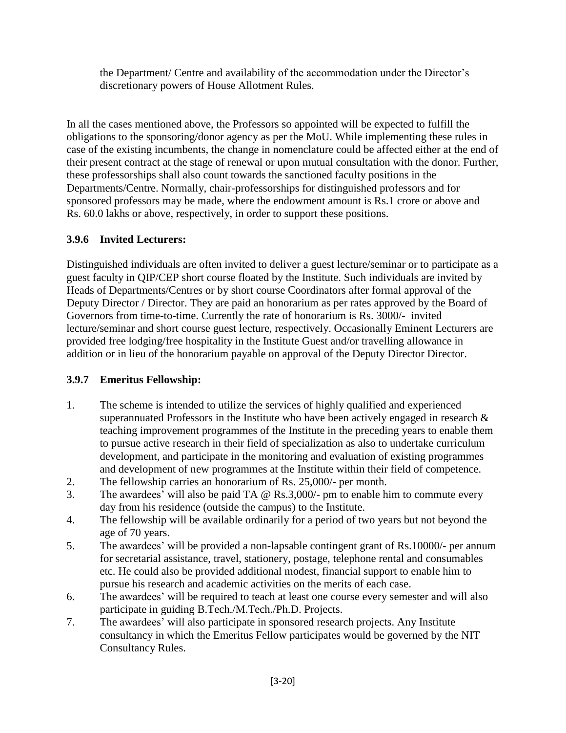the Department/ Centre and availability of the accommodation under the Director's discretionary powers of House Allotment Rules.

In all the cases mentioned above, the Professors so appointed will be expected to fulfill the obligations to the sponsoring/donor agency as per the MoU. While implementing these rules in case of the existing incumbents, the change in nomenclature could be affected either at the end of their present contract at the stage of renewal or upon mutual consultation with the donor. Further, these professorships shall also count towards the sanctioned faculty positions in the Departments/Centre. Normally, chair-professorships for distinguished professors and for sponsored professors may be made, where the endowment amount is Rs.1 crore or above and Rs. 60.0 lakhs or above, respectively, in order to support these positions.

### 3.9.6 Invited Lecturers:

Distinguished individuals are often invited to deliver a guest lecture/seminar or to participate as a guest faculty in QIP/CEP short course floated by the Institute. Such individuals are invited by Heads of Departments/Centres or by short course Coordinators after formal approval of the Deputy Director / Director. They are paid an honorarium as per rates approved by the Board of Governors from time-to-time. Currently the rate of honorarium is Rs. 3000/- invited lecture/seminar and short course guest lecture, respectively. Occasionally Eminent Lecturers are provided free lodging/free hospitality in the Institute Guest and/or travelling allowance in addition or in lieu of the honorarium payable on approval of the Deputy Director Director.

### 3.9.7 Emeritus Fellowship:

1. The scheme is intended to utilize the services of highly qualified and experienced superannuated Professors in the Institute who have been actively engaged in research & teaching improvement programmes of the Institute in the preceding years to enable them to pursue active research in their field of specialization as also to undertake curriculum development, and participate in the monitoring and evaluation of existing programmes and development of new programmes at the Institute within their field of competence.
2. The fellowship carries an honorarium of Rs. 25,000/- per month.
3. The awardees' will also be paid TA @ Rs.3,000/- pm to enable him to commute every day from his residence (outside the campus) to the Institute.
4. The fellowship will be available ordinarily for a period of two years but not beyond the age of 70 years.
5. The awardees' will be provided a non-lapsable contingent grant of Rs.10000/- per annum for secretarial assistance, travel, stationery, postage, telephone rental and consumables etc. He could also be provided additional modest, financial support to enable him to pursue his research and academic activities on the merits of each case.
6. The awardees' will be required to teach at least one course every semester and will also participate in guiding B.Tech./M.Tech./Ph.D. Projects.
7. The awardees' will also participate in sponsored research projects. Any Institute consultancy in which the Emeritus Fellow participates would be governed by the NIT Consultancy Rules.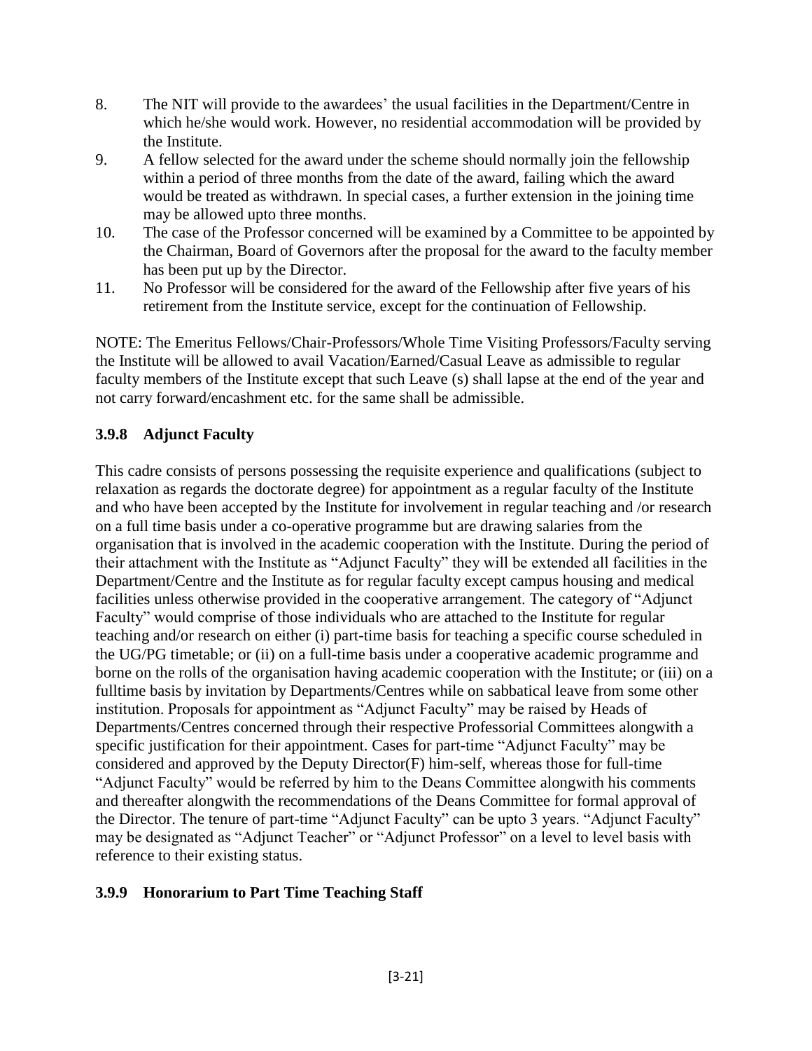8. The NIT will provide to the awardees' the usual facilities in the Department/Centre in which he/she would work. However, no residential accommodation will be provided by the Institute.
9. A fellow selected for the award under the scheme should normally join the fellowship within a period of three months from the date of the award, failing which the award would be treated as withdrawn. In special cases, a further extension in the joining time may be allowed upto three months.
10. The case of the Professor concerned will be examined by a Committee to be appointed by the Chairman, Board of Governors after the proposal for the award to the faculty member has been put up by the Director.
11. No Professor will be considered for the award of the Fellowship after five years of his retirement from the Institute service, except for the continuation of Fellowship.

NOTE: The Emeritus Fellows/Chair-Professors/Whole Time Visiting Professors/Faculty serving the Institute will be allowed to avail Vacation/Earned/Casual Leave as admissible to regular faculty members of the Institute except that such Leave (s) shall lapse at the end of the year and not carry forward/encashment etc. for the same shall be admissible.

### 3.9.8 Adjunct Faculty

This cadre consists of persons possessing the requisite experience and qualifications (subject to relaxation as regards the doctorate degree) for appointment as a regular faculty of the Institute and who have been accepted by the Institute for involvement in regular teaching and /or research on a full time basis under a co-operative programme but are drawing salaries from the organisation that is involved in the academic cooperation with the Institute. During the period of their attachment with the Institute as "Adjunct Faculty" they will be extended all facilities in the Department/Centre and the Institute as for regular faculty except campus housing and medical facilities unless otherwise provided in the cooperative arrangement. The category of "Adjunct Faculty" would comprise of those individuals who are attached to the Institute for regular teaching and/or research on either (i) part-time basis for teaching a specific course scheduled in the UG/PG timetable; or (ii) on a full-time basis under a cooperative academic programme and borne on the rolls of the organisation having academic cooperation with the Institute; or (iii) on a fulltime basis by invitation by Departments/Centres while on sabbatical leave from some other institution. Proposals for appointment as "Adjunct Faculty" may be raised by Heads of Departments/Centres concerned through their respective Professorial Committees alongwith a specific justification for their appointment. Cases for part-time "Adjunct Faculty" may be considered and approved by the Deputy Director(F) him-self, whereas those for full-time "Adjunct Faculty" would be referred by him to the Deans Committee alongwith his comments and thereafter alongwith the recommendations of the Deans Committee for formal approval of the Director. The tenure of part-time "Adjunct Faculty" can be upto 3 years. "Adjunct Faculty" may be designated as "Adjunct Teacher" or "Adjunct Professor" on a level to level basis with reference to their existing status.

### 3.9.9 Honorarium to Part Time Teaching Staff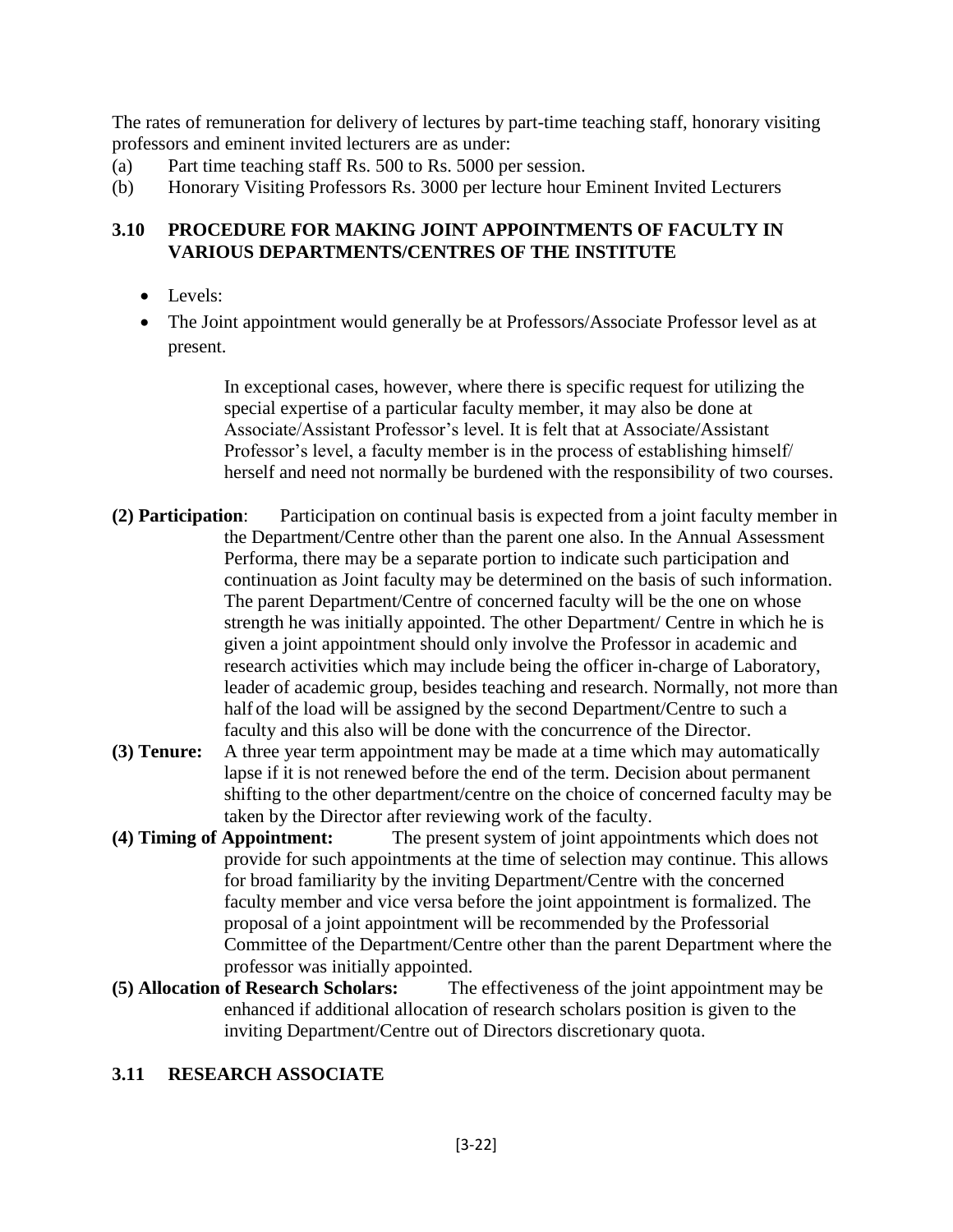The rates of remuneration for delivery of lectures by part-time teaching staff, honorary visiting professors and eminent invited lecturers are as under:

(a) Part time teaching staff Rs. 500 to Rs. 5000 per session.

(b) Honorary Visiting Professors Rs. 3000 per lecture hour Eminent Invited Lecturers

## 3.10 PROCEDURE FOR MAKING JOINT APPOINTMENTS OF FACULTY IN VARIOUS DEPARTMENTS/CENTRES OF THE INSTITUTE

- Levels:
- The Joint appointment would generally be at Professors/Associate Professor level as at present.

In exceptional cases, however, where there is specific request for utilizing the special expertise of a particular faculty member, it may also be done at Associate/Assistant Professor's level. It is felt that at Associate/Assistant Professor's level, a faculty member is in the process of establishing himself/ herself and need not normally be burdened with the responsibility of two courses.

**(2) Participation**: Participation on continual basis is expected from a joint faculty member in the Department/Centre other than the parent one also. In the Annual Assessment Performa, there may be a separate portion to indicate such participation and continuation as Joint faculty may be determined on the basis of such information. The parent Department/Centre of concerned faculty will be the one on whose strength he was initially appointed. The other Department/ Centre in which he is given a joint appointment should only involve the Professor in academic and research activities which may include being the officer in-charge of Laboratory, leader of academic group, besides teaching and research. Normally, not more than half of the load will be assigned by the second Department/Centre to such a faculty and this also will be done with the concurrence of the Director.

**(3) Tenure:** A three year term appointment may be made at a time which may automatically lapse if it is not renewed before the end of the term. Decision about permanent shifting to the other department/centre on the choice of concerned faculty may be taken by the Director after reviewing work of the faculty.

**(4) Timing of Appointment:** The present system of joint appointments which does not provide for such appointments at the time of selection may continue. This allows for broad familiarity by the inviting Department/Centre with the concerned faculty member and vice versa before the joint appointment is formalized. The proposal of a joint appointment will be recommended by the Professorial Committee of the Department/Centre other than the parent Department where the professor was initially appointed.

**(5) Allocation of Research Scholars:** The effectiveness of the joint appointment may be enhanced if additional allocation of research scholars position is given to the inviting Department/Centre out of Directors discretionary quota.

## 3.11 RESEARCH ASSOCIATE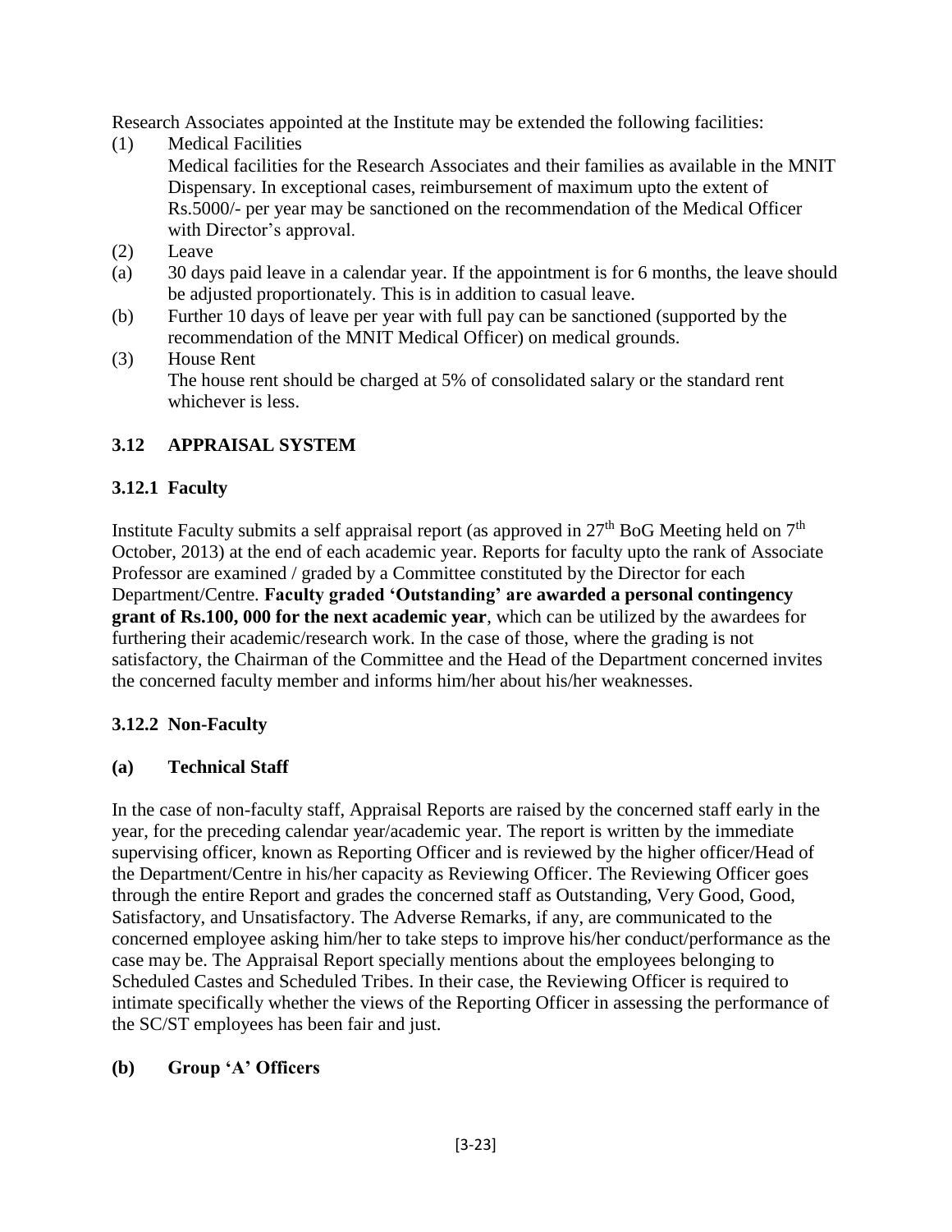Research Associates appointed at the Institute may be extended the following facilities:

(1) Medical Facilities
Medical facilities for the Research Associates and their families as available in the MNIT Dispensary. In exceptional cases, reimbursement of maximum upto the extent of Rs.5000/- per year may be sanctioned on the recommendation of the Medical Officer with Director's approval.

(2) Leave

(a) 30 days paid leave in a calendar year. If the appointment is for 6 months, the leave should be adjusted proportionately. This is in addition to casual leave.

(b) Further 10 days of leave per year with full pay can be sanctioned (supported by the recommendation of the MNIT Medical Officer) on medical grounds.

(3) House Rent
The house rent should be charged at 5% of consolidated salary or the standard rent whichever is less.

## 3.12 APPRAISAL SYSTEM

### 3.12.1 Faculty

Institute Faculty submits a self appraisal report (as approved in 27th BoG Meeting held on 7th October, 2013) at the end of each academic year. Reports for faculty upto the rank of Associate Professor are examined / graded by a Committee constituted by the Director for each Department/Centre. **Faculty graded 'Outstanding' are awarded a personal contingency grant of Rs.100, 000 for the next academic year**, which can be utilized by the awardees for furthering their academic/research work. In the case of those, where the grading is not satisfactory, the Chairman of the Committee and the Head of the Department concerned invites the concerned faculty member and informs him/her about his/her weaknesses.

### 3.12.2 Non-Faculty

#### (a) Technical Staff

In the case of non-faculty staff, Appraisal Reports are raised by the concerned staff early in the year, for the preceding calendar year/academic year. The report is written by the immediate supervising officer, known as Reporting Officer and is reviewed by the higher officer/Head of the Department/Centre in his/her capacity as Reviewing Officer. The Reviewing Officer goes through the entire Report and grades the concerned staff as Outstanding, Very Good, Good, Satisfactory, and Unsatisfactory. The Adverse Remarks, if any, are communicated to the concerned employee asking him/her to take steps to improve his/her conduct/performance as the case may be. The Appraisal Report specially mentions about the employees belonging to Scheduled Castes and Scheduled Tribes. In their case, the Reviewing Officer is required to intimate specifically whether the views of the Reporting Officer in assessing the performance of the SC/ST employees has been fair and just.

#### (b) Group 'A' Officers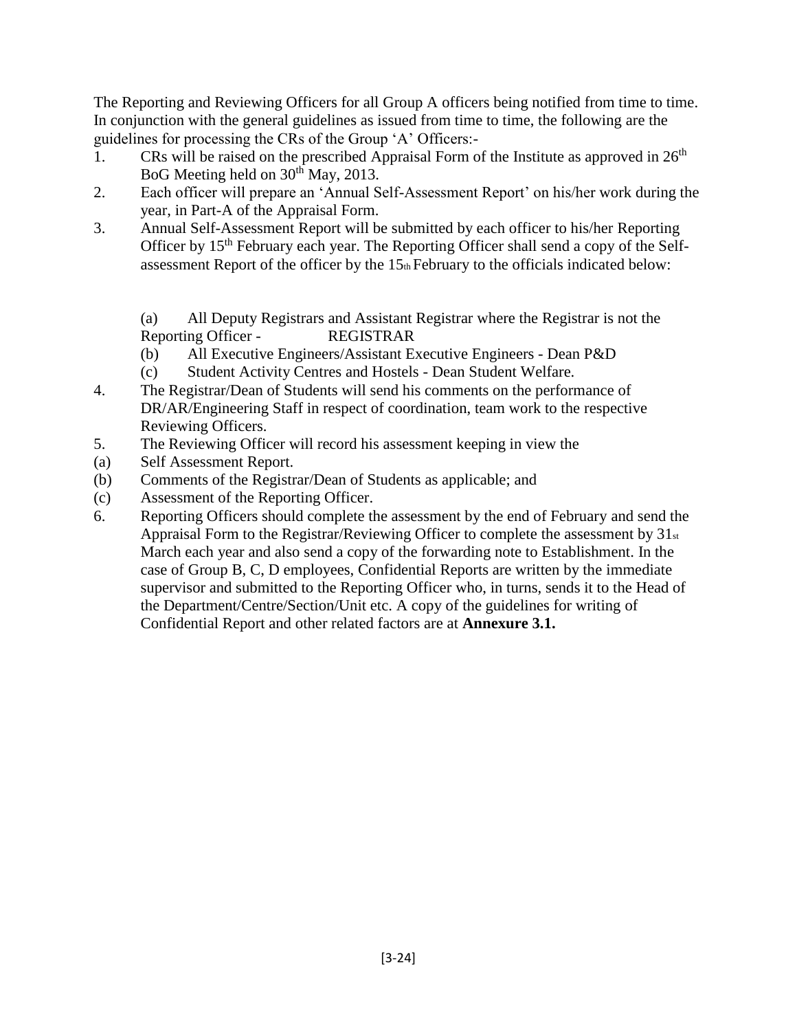The Reporting and Reviewing Officers for all Group A officers being notified from time to time. In conjunction with the general guidelines as issued from time to time, the following are the guidelines for processing the CRs of the Group 'A' Officers:-

1. CRs will be raised on the prescribed Appraisal Form of the Institute as approved in 26th BoG Meeting held on 30th May, 2013.
2. Each officer will prepare an 'Annual Self-Assessment Report' on his/her work during the year, in Part-A of the Appraisal Form.
3. Annual Self-Assessment Report will be submitted by each officer to his/her Reporting Officer by 15th February each year. The Reporting Officer shall send a copy of the Self-assessment Report of the officer by the 15th February to the officials indicated below:

   (a) All Deputy Registrars and Assistant Registrar where the Registrar is not the Reporting Officer - REGISTRAR
   (b) All Executive Engineers/Assistant Executive Engineers - Dean P&D
   (c) Student Activity Centres and Hostels - Dean Student Welfare.

4. The Registrar/Dean of Students will send his comments on the performance of DR/AR/Engineering Staff in respect of coordination, team work to the respective Reviewing Officers.
5. The Reviewing Officer will record his assessment keeping in view the

(a) Self Assessment Report.
(b) Comments of the Registrar/Dean of Students as applicable; and
(c) Assessment of the Reporting Officer.

6. Reporting Officers should complete the assessment by the end of February and send the Appraisal Form to the Registrar/Reviewing Officer to complete the assessment by 31st March each year and also send a copy of the forwarding note to Establishment. In the case of Group B, C, D employees, Confidential Reports are written by the immediate supervisor and submitted to the Reporting Officer who, in turns, sends it to the Head of the Department/Centre/Section/Unit etc. A copy of the guidelines for writing of Confidential Report and other related factors are at **Annexure 3.1.**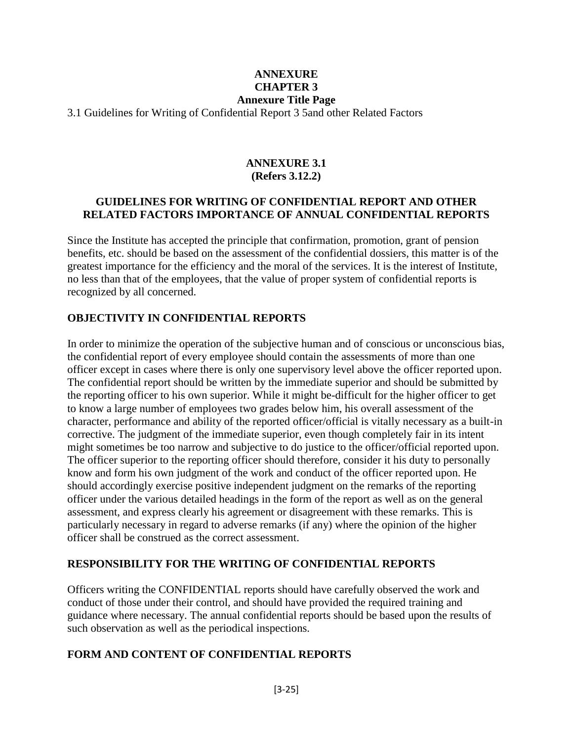**ANNEXURE**
**CHAPTER 3**
**Annexure Title Page**

3.1 Guidelines for Writing of Confidential Report 3 5and other Related Factors

## ANNEXURE 3.1
**(Refers 3.12.2)**

## GUIDELINES FOR WRITING OF CONFIDENTIAL REPORT AND OTHER RELATED FACTORS IMPORTANCE OF ANNUAL CONFIDENTIAL REPORTS

Since the Institute has accepted the principle that confirmation, promotion, grant of pension benefits, etc. should be based on the assessment of the confidential dossiers, this matter is of the greatest importance for the efficiency and the moral of the services. It is the interest of Institute, no less than that of the employees, that the value of proper system of confidential reports is recognized by all concerned.

### OBJECTIVITY IN CONFIDENTIAL REPORTS

In order to minimize the operation of the subjective human and of conscious or unconscious bias, the confidential report of every employee should contain the assessments of more than one officer except in cases where there is only one supervisory level above the officer reported upon. The confidential report should be written by the immediate superior and should be submitted by the reporting officer to his own superior. While it might be-difficult for the higher officer to get to know a large number of employees two grades below him, his overall assessment of the character, performance and ability of the reported officer/official is vitally necessary as a built-in corrective. The judgment of the immediate superior, even though completely fair in its intent might sometimes be too narrow and subjective to do justice to the officer/official reported upon. The officer superior to the reporting officer should therefore, consider it his duty to personally know and form his own judgment of the work and conduct of the officer reported upon. He should accordingly exercise positive independent judgment on the remarks of the reporting officer under the various detailed headings in the form of the report as well as on the general assessment, and express clearly his agreement or disagreement with these remarks. This is particularly necessary in regard to adverse remarks (if any) where the opinion of the higher officer shall be construed as the correct assessment.

### RESPONSIBILITY FOR THE WRITING OF CONFIDENTIAL REPORTS

Officers writing the CONFIDENTIAL reports should have carefully observed the work and conduct of those under their control, and should have provided the required training and guidance where necessary. The annual confidential reports should be based upon the results of such observation as well as the periodical inspections.

### FORM AND CONTENT OF CONFIDENTIAL REPORTS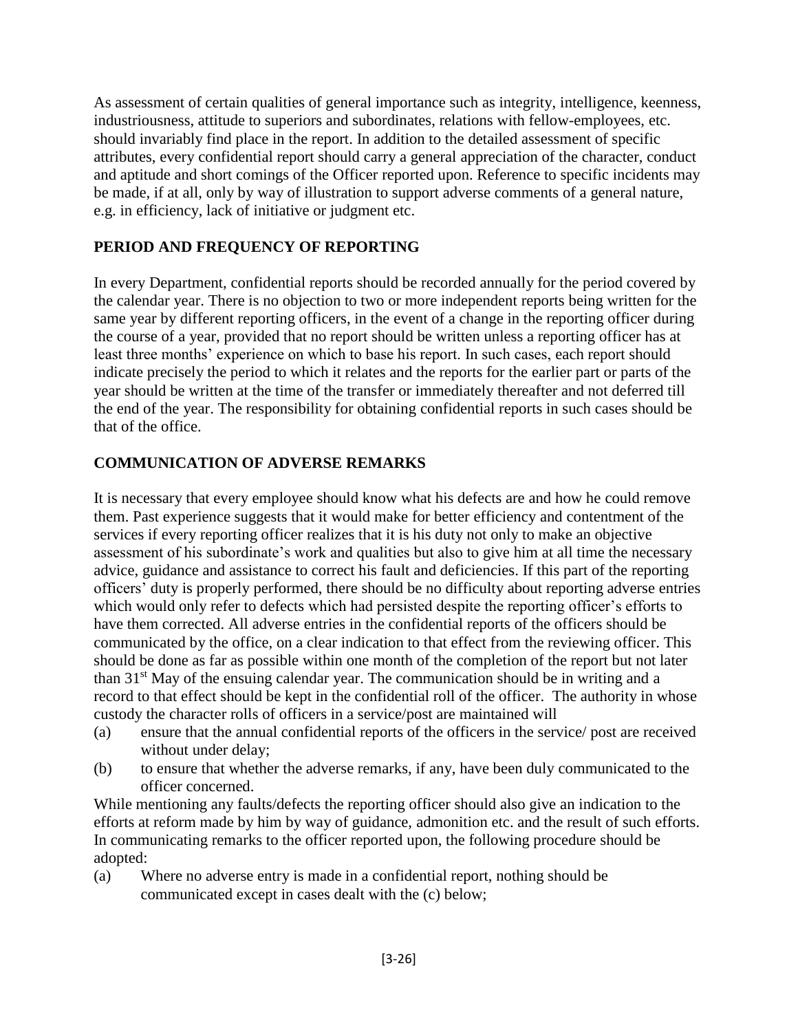As assessment of certain qualities of general importance such as integrity, intelligence, keenness, industriousness, attitude to superiors and subordinates, relations with fellow-employees, etc. should invariably find place in the report. In addition to the detailed assessment of specific attributes, every confidential report should carry a general appreciation of the character, conduct and aptitude and short comings of the Officer reported upon. Reference to specific incidents may be made, if at all, only by way of illustration to support adverse comments of a general nature, e.g. in efficiency, lack of initiative or judgment etc.

## PERIOD AND FREQUENCY OF REPORTING

In every Department, confidential reports should be recorded annually for the period covered by the calendar year. There is no objection to two or more independent reports being written for the same year by different reporting officers, in the event of a change in the reporting officer during the course of a year, provided that no report should be written unless a reporting officer has at least three months' experience on which to base his report. In such cases, each report should indicate precisely the period to which it relates and the reports for the earlier part or parts of the year should be written at the time of the transfer or immediately thereafter and not deferred till the end of the year. The responsibility for obtaining confidential reports in such cases should be that of the office.

## COMMUNICATION OF ADVERSE REMARKS

It is necessary that every employee should know what his defects are and how he could remove them. Past experience suggests that it would make for better efficiency and contentment of the services if every reporting officer realizes that it is his duty not only to make an objective assessment of his subordinate's work and qualities but also to give him at all time the necessary advice, guidance and assistance to correct his fault and deficiencies. If this part of the reporting officers' duty is properly performed, there should be no difficulty about reporting adverse entries which would only refer to defects which had persisted despite the reporting officer's efforts to have them corrected. All adverse entries in the confidential reports of the officers should be communicated by the office, on a clear indication to that effect from the reviewing officer. This should be done as far as possible within one month of the completion of the report but not later than 31st May of the ensuing calendar year. The communication should be in writing and a record to that effect should be kept in the confidential roll of the officer. The authority in whose custody the character rolls of officers in a service/post are maintained will

(a) ensure that the annual confidential reports of the officers in the service/ post are received without under delay;
(b) to ensure that whether the adverse remarks, if any, have been duly communicated to the officer concerned.

While mentioning any faults/defects the reporting officer should also give an indication to the efforts at reform made by him by way of guidance, admonition etc. and the result of such efforts. In communicating remarks to the officer reported upon, the following procedure should be adopted:

(a) Where no adverse entry is made in a confidential report, nothing should be communicated except in cases dealt with the (c) below;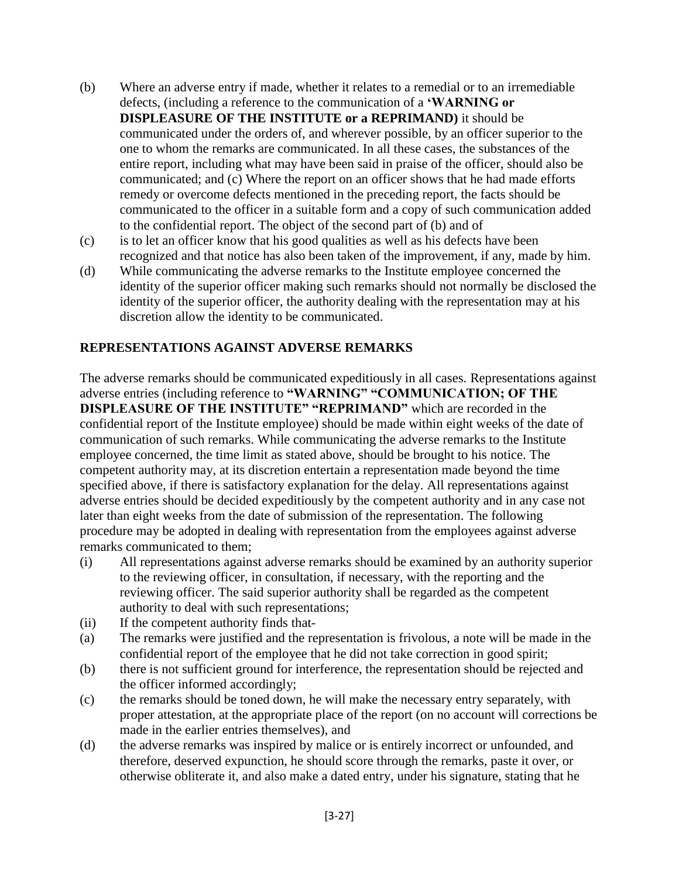(b) Where an adverse entry if made, whether it relates to a remedial or to an irremediable defects, (including a reference to the communication of a **'WARNING or DISPLEASURE OF THE INSTITUTE or a REPRIMAND)** it should be communicated under the orders of, and wherever possible, by an officer superior to the one to whom the remarks are communicated. In all these cases, the substances of the entire report, including what may have been said in praise of the officer, should also be communicated; and (c) Where the report on an officer shows that he had made efforts remedy or overcome defects mentioned in the preceding report, the facts should be communicated to the officer in a suitable form and a copy of such communication added to the confidential report. The object of the second part of (b) and of

(c) is to let an officer know that his good qualities as well as his defects have been recognized and that notice has also been taken of the improvement, if any, made by him.

(d) While communicating the adverse remarks to the Institute employee concerned the identity of the superior officer making such remarks should not normally be disclosed the identity of the superior officer, the authority dealing with the representation may at his discretion allow the identity to be communicated.

## REPRESENTATIONS AGAINST ADVERSE REMARKS

The adverse remarks should be communicated expeditiously in all cases. Representations against adverse entries (including reference to **"WARNING" "COMMUNICATION; OF THE DISPLEASURE OF THE INSTITUTE" "REPRIMAND"** which are recorded in the confidential report of the Institute employee) should be made within eight weeks of the date of communication of such remarks. While communicating the adverse remarks to the Institute employee concerned, the time limit as stated above, should be brought to his notice. The competent authority may, at its discretion entertain a representation made beyond the time specified above, if there is satisfactory explanation for the delay. All representations against adverse entries should be decided expeditiously by the competent authority and in any case not later than eight weeks from the date of submission of the representation. The following procedure may be adopted in dealing with representation from the employees against adverse remarks communicated to them;

(i) All representations against adverse remarks should be examined by an authority superior to the reviewing officer, in consultation, if necessary, with the reporting and the reviewing officer. The said superior authority shall be regarded as the competent authority to deal with such representations;

(ii) If the competent authority finds that-

(a) The remarks were justified and the representation is frivolous, a note will be made in the confidential report of the employee that he did not take correction in good spirit;

(b) there is not sufficient ground for interference, the representation should be rejected and the officer informed accordingly;

(c) the remarks should be toned down, he will make the necessary entry separately, with proper attestation, at the appropriate place of the report (on no account will corrections be made in the earlier entries themselves), and

(d) the adverse remarks was inspired by malice or is entirely incorrect or unfounded, and therefore, deserved expunction, he should score through the remarks, paste it over, or otherwise obliterate it, and also make a dated entry, under his signature, stating that he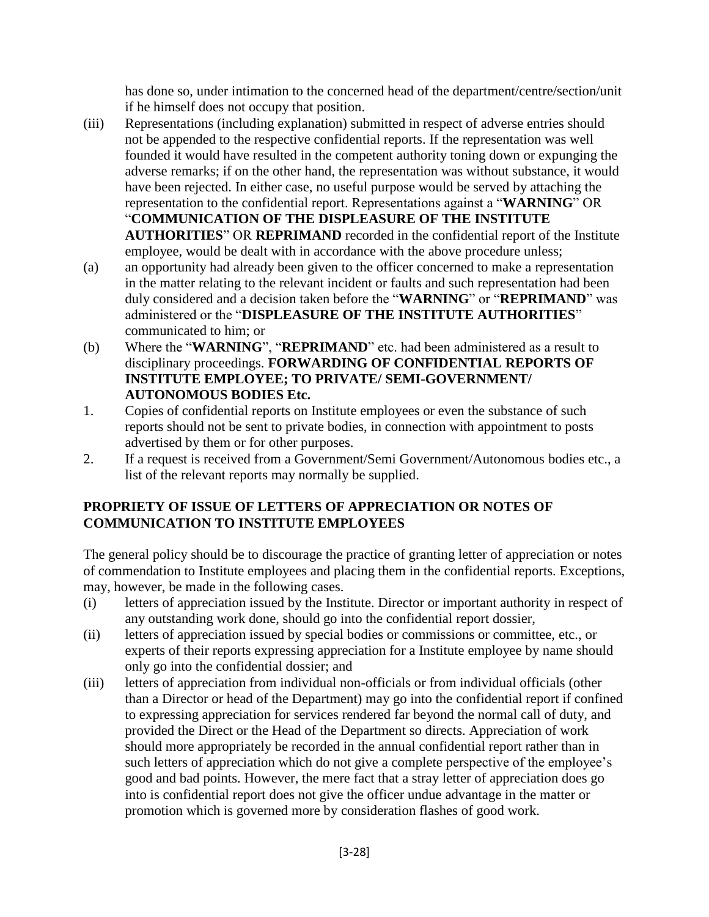has done so, under intimation to the concerned head of the department/centre/section/unit if he himself does not occupy that position.

(iii) Representations (including explanation) submitted in respect of adverse entries should not be appended to the respective confidential reports. If the representation was well founded it would have resulted in the competent authority toning down or expunging the adverse remarks; if on the other hand, the representation was without substance, it would have been rejected. In either case, no useful purpose would be served by attaching the representation to the confidential report. Representations against a "**WARNING**" OR "**COMMUNICATION OF THE DISPLEASURE OF THE INSTITUTE AUTHORITIES**" OR **REPRIMAND** recorded in the confidential report of the Institute employee, would be dealt with in accordance with the above procedure unless;

(a) an opportunity had already been given to the officer concerned to make a representation in the matter relating to the relevant incident or faults and such representation had been duly considered and a decision taken before the "**WARNING**" or "**REPRIMAND**" was administered or the "**DISPLEASURE OF THE INSTITUTE AUTHORITIES**" communicated to him; or

(b) Where the "**WARNING**", "**REPRIMAND**" etc. had been administered as a result to disciplinary proceedings. **FORWARDING OF CONFIDENTIAL REPORTS OF INSTITUTE EMPLOYEE; TO PRIVATE/ SEMI-GOVERNMENT/ AUTONOMOUS BODIES Etc.**

1. Copies of confidential reports on Institute employees or even the substance of such reports should not be sent to private bodies, in connection with appointment to posts advertised by them or for other purposes.
2. If a request is received from a Government/Semi Government/Autonomous bodies etc., a list of the relevant reports may normally be supplied.

**PROPRIETY OF ISSUE OF LETTERS OF APPRECIATION OR NOTES OF COMMUNICATION TO INSTITUTE EMPLOYEES**

The general policy should be to discourage the practice of granting letter of appreciation or notes of commendation to Institute employees and placing them in the confidential reports. Exceptions, may, however, be made in the following cases.

(i) letters of appreciation issued by the Institute. Director or important authority in respect of any outstanding work done, should go into the confidential report dossier,

(ii) letters of appreciation issued by special bodies or commissions or committee, etc., or experts of their reports expressing appreciation for a Institute employee by name should only go into the confidential dossier; and

(iii) letters of appreciation from individual non-officials or from individual officials (other than a Director or head of the Department) may go into the confidential report if confined to expressing appreciation for services rendered far beyond the normal call of duty, and provided the Direct or the Head of the Department so directs. Appreciation of work should more appropriately be recorded in the annual confidential report rather than in such letters of appreciation which do not give a complete perspective of the employee's good and bad points. However, the mere fact that a stray letter of appreciation does go into is confidential report does not give the officer undue advantage in the matter or promotion which is governed more by consideration flashes of good work.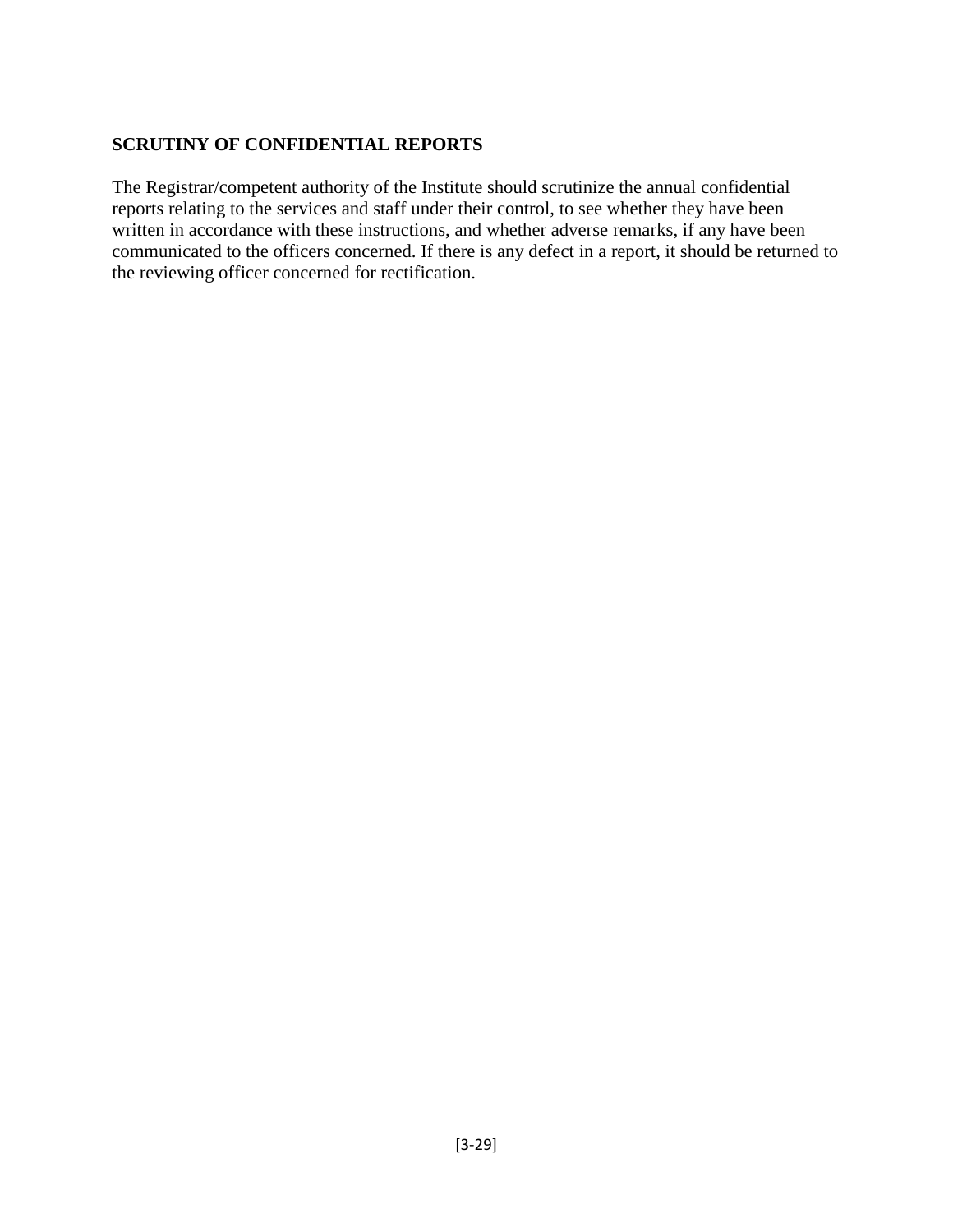## SCRUTINY OF CONFIDENTIAL REPORTS

The Registrar/competent authority of the Institute should scrutinize the annual confidential reports relating to the services and staff under their control, to see whether they have been written in accordance with these instructions, and whether adverse remarks, if any have been communicated to the officers concerned. If there is any defect in a report, it should be returned to the reviewing officer concerned for rectification.